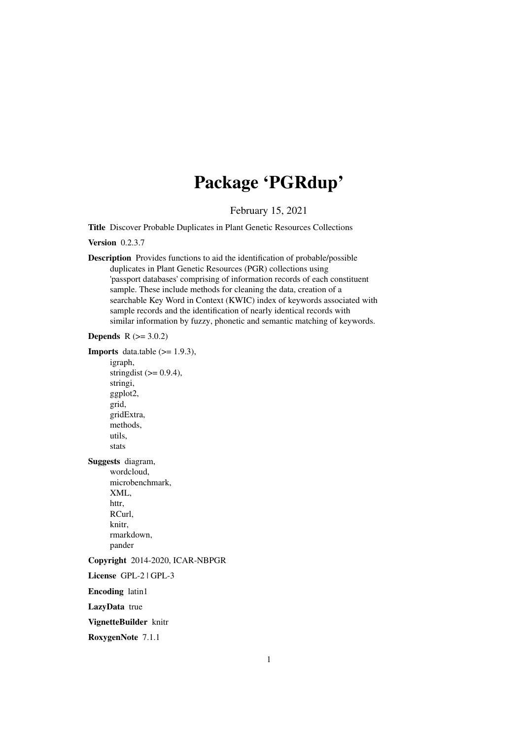# Package 'PGRdup'

February 15, 2021

**Title** Discover Probable Duplicates in Plant Genetic Resources Collections

**Version** 0.2.3.7

**Description** Provides functions to aid the identification of probable/possible duplicates in Plant Genetic Resources (PGR) collections using 'passport databases' comprising of information records of each constituent sample. These include methods for cleaning the data, creation of a searchable Key Word in Context (KWIC) index of keywords associated with sample records and the identification of nearly identical records with similar information by fuzzy, phonetic and semantic matching of keywords.

**Depends** R (>= 3.0.2)

**Imports** data.table (>= 1.9.3),
igraph,
stringdist (>= 0.9.4),
stringi,
ggplot2,
grid,
gridExtra,
methods,
utils,
stats

**Suggests** diagram,
wordcloud,
microbenchmark,
XML,
httr,
RCurl,
knitr,
rmarkdown,
pander

**Copyright** 2014-2020, ICAR-NBPGR

**License** GPL-2 | GPL-3

**Encoding** latin1

**LazyData** true

**VignetteBuilder** knitr

**RoxygenNote** 7.1.1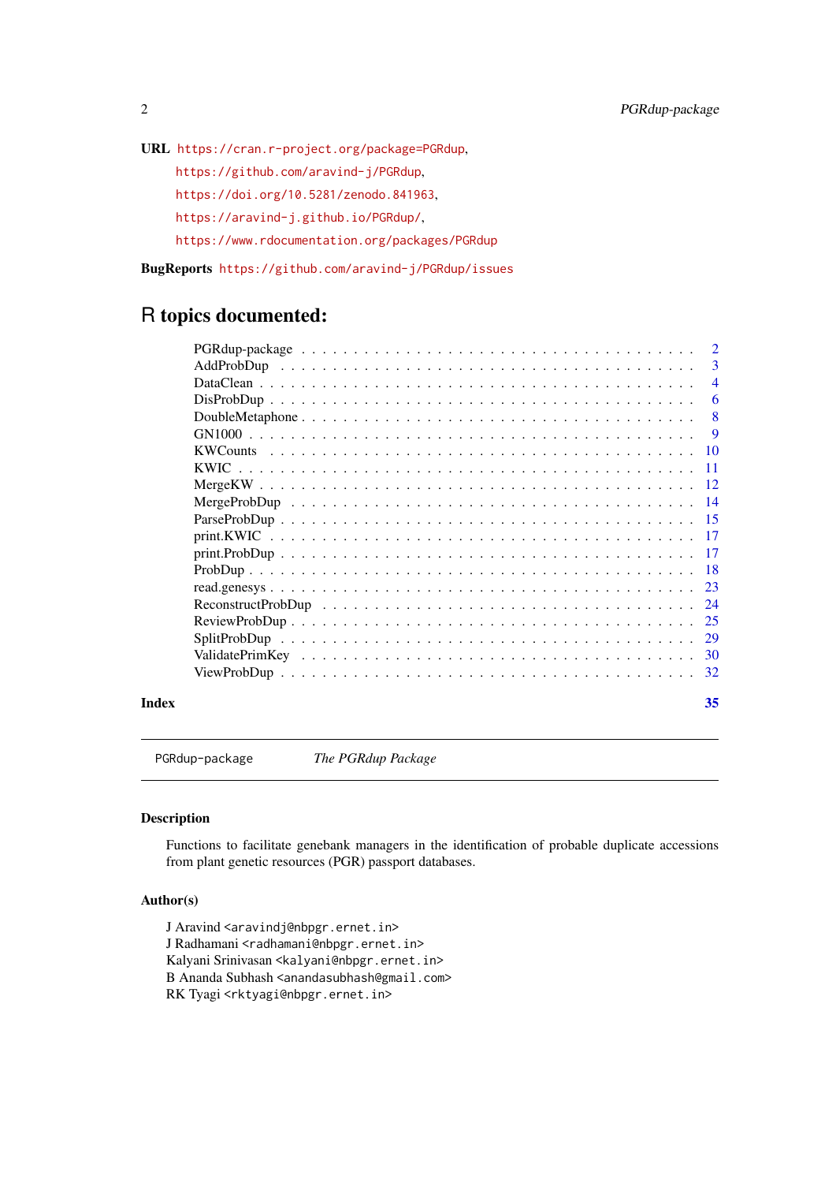**URL** https://cran.r-project.org/package=PGRdup,
https://github.com/aravind-j/PGRdup,
https://doi.org/10.5281/zenodo.841963,
https://aravind-j.github.io/PGRdup/,
https://www.rdocumentation.org/packages/PGRdup

**BugReports** https://github.com/aravind-j/PGRdup/issues

# R topics documented:

| | |
|---|---|
| PGRdup-package | 2 |
| AddProbDup | 3 |
| DataClean | 4 |
| DisProbDup | 6 |
| DoubleMetaphone | 8 |
| GN1000 | 9 |
| KWCounts | 10 |
| KWIC | 11 |
| MergeKW | 12 |
| MergeProbDup | 14 |
| ParseProbDup | 15 |
| print.KWIC | 17 |
| print.ProbDup | 17 |
| ProbDup | 18 |
| read.genesys | 23 |
| ReconstructProbDup | 24 |
| ReviewProbDup | 25 |
| SplitProbDup | 29 |
| ValidatePrimKey | 30 |
| ViewProbDup | 32 |

**Index** 35

---

`PGRdup-package` *The PGRdup Package*

---

### Description

Functions to facilitate genebank managers in the identification of probable duplicate accessions from plant genetic resources (PGR) passport databases.

### Author(s)

J Aravind <aravindj@nbpgr.ernet.in>
J Radhamani <radhamani@nbpgr.ernet.in>
Kalyani Srinivasan <kalyani@nbpgr.ernet.in>
B Ananda Subhash <anandasubhash@gmail.com>
RK Tyagi <rktyagi@nbpgr.ernet.in>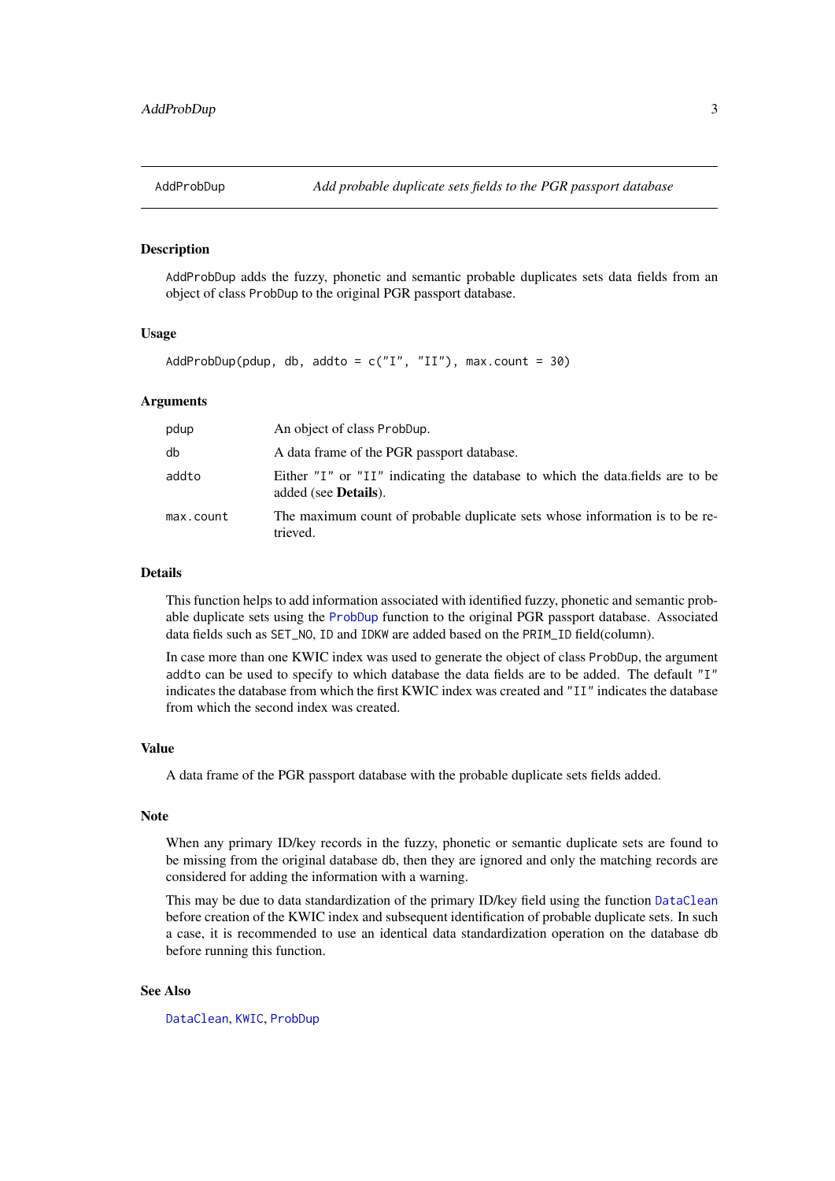AddProbDup — *Add probable duplicate sets fields to the PGR passport database*

### Description

`AddProbDup` adds the fuzzy, phonetic and semantic probable duplicates sets data fields from an object of class `ProbDup` to the original PGR passport database.

### Usage

```
AddProbDup(pdup, db, addto = c("I", "II"), max.count = 30)
```

### Arguments

| | |
|---|---|
| `pdup` | An object of class `ProbDup`. |
| `db` | A data frame of the PGR passport database. |
| `addto` | Either `"I"` or `"II"` indicating the database to which the data.fields are to be added (see **Details**). |
| `max.count` | The maximum count of probable duplicate sets whose information is to be retrieved. |

### Details

This function helps to add information associated with identified fuzzy, phonetic and semantic probable duplicate sets using the `ProbDup` function to the original PGR passport database. Associated data fields such as `SET_NO`, `ID` and `IDKW` are added based on the `PRIM_ID` field(column).

In case more than one KWIC index was used to generate the object of class `ProbDup`, the argument `addto` can be used to specify to which database the data fields are to be added. The default `"I"` indicates the database from which the first KWIC index was created and `"II"` indicates the database from which the second index was created.

### Value

A data frame of the PGR passport database with the probable duplicate sets fields added.

### Note

When any primary ID/key records in the fuzzy, phonetic or semantic duplicate sets are found to be missing from the original database `db`, then they are ignored and only the matching records are considered for adding the information with a warning.

This may be due to data standardization of the primary ID/key field using the function `DataClean` before creation of the KWIC index and subsequent identification of probable duplicate sets. In such a case, it is recommended to use an identical data standardization operation on the database `db` before running this function.

### See Also

`DataClean`, `KWIC`, `ProbDup`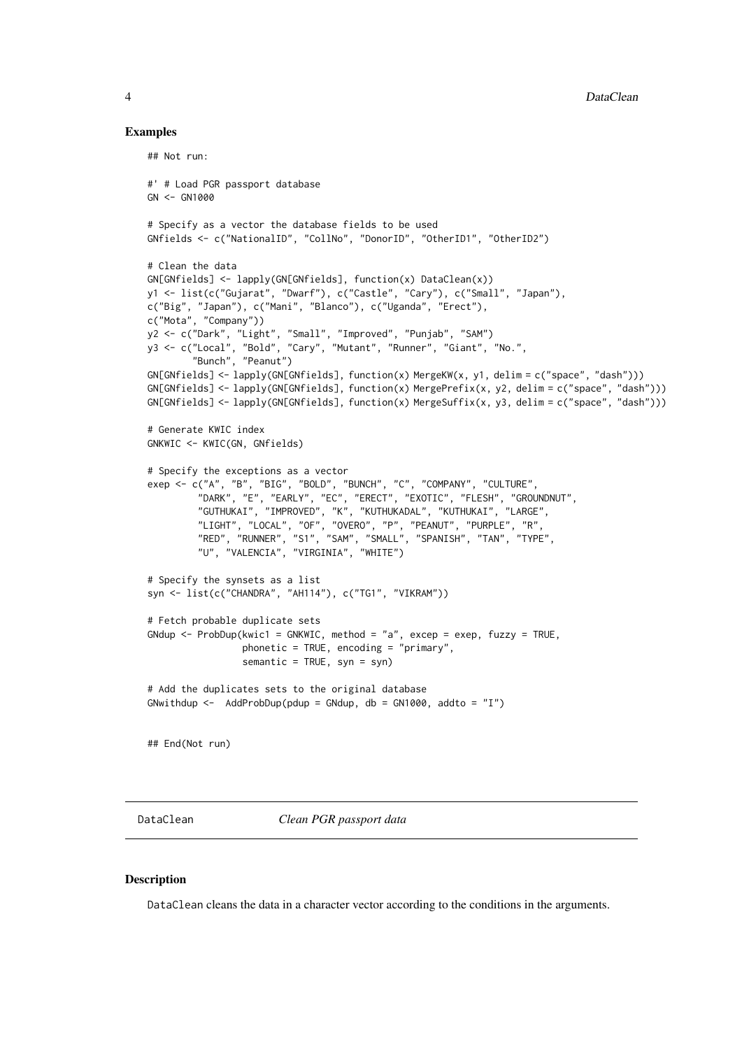### Examples

```
## Not run:

#' # Load PGR passport database
GN <- GN1000

# Specify as a vector the database fields to be used
GNfields <- c("NationalID", "CollNo", "DonorID", "OtherID1", "OtherID2")

# Clean the data
GN[GNfields] <- lapply(GN[GNfields], function(x) DataClean(x))
y1 <- list(c("Gujarat", "Dwarf"), c("Castle", "Cary"), c("Small", "Japan"),
c("Big", "Japan"), c("Mani", "Blanco"), c("Uganda", "Erect"),
c("Mota", "Company"))
y2 <- c("Dark", "Light", "Small", "Improved", "Punjab", "SAM")
y3 <- c("Local", "Bold", "Cary", "Mutant", "Runner", "Giant", "No.",
        "Bunch", "Peanut")
GN[GNfields] <- lapply(GN[GNfields], function(x) MergeKW(x, y1, delim = c("space", "dash")))
GN[GNfields] <- lapply(GN[GNfields], function(x) MergePrefix(x, y2, delim = c("space", "dash")))
GN[GNfields] <- lapply(GN[GNfields], function(x) MergeSuffix(x, y3, delim = c("space", "dash")))

# Generate KWIC index
GNKWIC <- KWIC(GN, GNfields)

# Specify the exceptions as a vector
exep <- c("A", "B", "BIG", "BOLD", "BUNCH", "C", "COMPANY", "CULTURE",
         "DARK", "E", "EARLY", "EC", "ERECT", "EXOTIC", "FLESH", "GROUNDNUT",
         "GUTHUKAI", "IMPROVED", "K", "KUTHUKADAL", "KUTHUKAI", "LARGE",
         "LIGHT", "LOCAL", "OF", "OVERO", "P", "PEANUT", "PURPLE", "R",
         "RED", "RUNNER", "S1", "SAM", "SMALL", "SPANISH", "TAN", "TYPE",
         "U", "VALENCIA", "VIRGINIA", "WHITE")

# Specify the synsets as a list
syn <- list(c("CHANDRA", "AH114"), c("TG1", "VIKRAM"))

# Fetch probable duplicate sets
GNdup <- ProbDup(kwic1 = GNKWIC, method = "a", excep = exep, fuzzy = TRUE,
                 phonetic = TRUE, encoding = "primary",
                 semantic = TRUE, syn = syn)

# Add the duplicates sets to the original database
GNwithdup <-  AddProbDup(pdup = GNdup, db = GN1000, addto = "I")


## End(Not run)
```

---

DataClean *Clean PGR passport data*

---

### Description

DataClean cleans the data in a character vector according to the conditions in the arguments.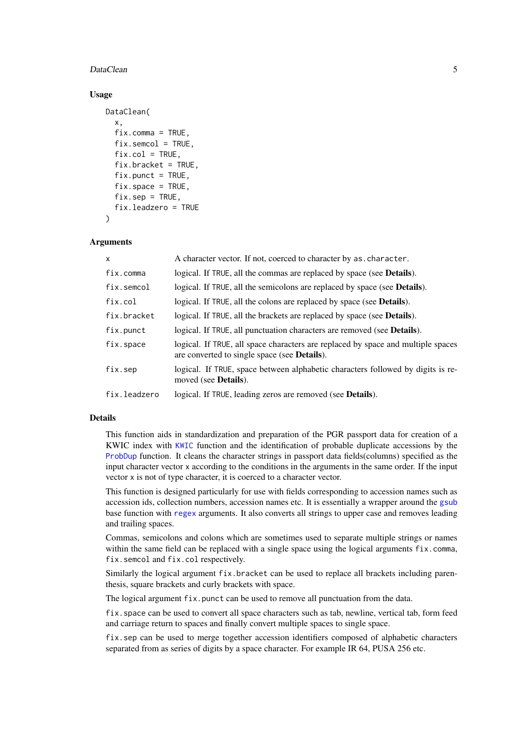## Usage

```
DataClean(
  x,
  fix.comma = TRUE,
  fix.semcol = TRUE,
  fix.col = TRUE,
  fix.bracket = TRUE,
  fix.punct = TRUE,
  fix.space = TRUE,
  fix.sep = TRUE,
  fix.leadzero = TRUE
)
```

## Arguments

| | |
|---|---|
| `x` | A character vector. If not, coerced to character by `as.character`. |
| `fix.comma` | logical. If `TRUE`, all the commas are replaced by space (see **Details**). |
| `fix.semcol` | logical. If `TRUE`, all the semicolons are replaced by space (see **Details**). |
| `fix.col` | logical. If `TRUE`, all the colons are replaced by space (see **Details**). |
| `fix.bracket` | logical. If `TRUE`, all the brackets are replaced by space (see **Details**). |
| `fix.punct` | logical. If `TRUE`, all punctuation characters are removed (see **Details**). |
| `fix.space` | logical. If `TRUE`, all space characters are replaced by space and multiple spaces are converted to single space (see **Details**). |
| `fix.sep` | logical. If `TRUE`, space between alphabetic characters followed by digits is removed (see **Details**). |
| `fix.leadzero` | logical. If `TRUE`, leading zeros are removed (see **Details**). |

## Details

This function aids in standardization and preparation of the PGR passport data for creation of a KWIC index with `KWIC` function and the identification of probable duplicate accessions by the `ProbDup` function. It cleans the character strings in passport data fields(columns) specified as the input character vector `x` according to the conditions in the arguments in the same order. If the input vector `x` is not of type character, it is coerced to a character vector.

This function is designed particularly for use with fields corresponding to accession names such as accession ids, collection numbers, accession names etc. It is essentially a wrapper around the `gsub` base function with `regex` arguments. It also converts all strings to upper case and removes leading and trailing spaces.

Commas, semicolons and colons which are sometimes used to separate multiple strings or names within the same field can be replaced with a single space using the logical arguments `fix.comma`, `fix.semcol` and `fix.col` respectively.

Similarly the logical argument `fix.bracket` can be used to replace all brackets including parenthesis, square brackets and curly brackets with space.

The logical argument `fix.punct` can be used to remove all punctuation from the data.

`fix.space` can be used to convert all space characters such as tab, newline, vertical tab, form feed and carriage return to spaces and finally convert multiple spaces to single space.

`fix.sep` can be used to merge together accession identifiers composed of alphabetic characters separated from as series of digits by a space character. For example IR 64, PUSA 256 etc.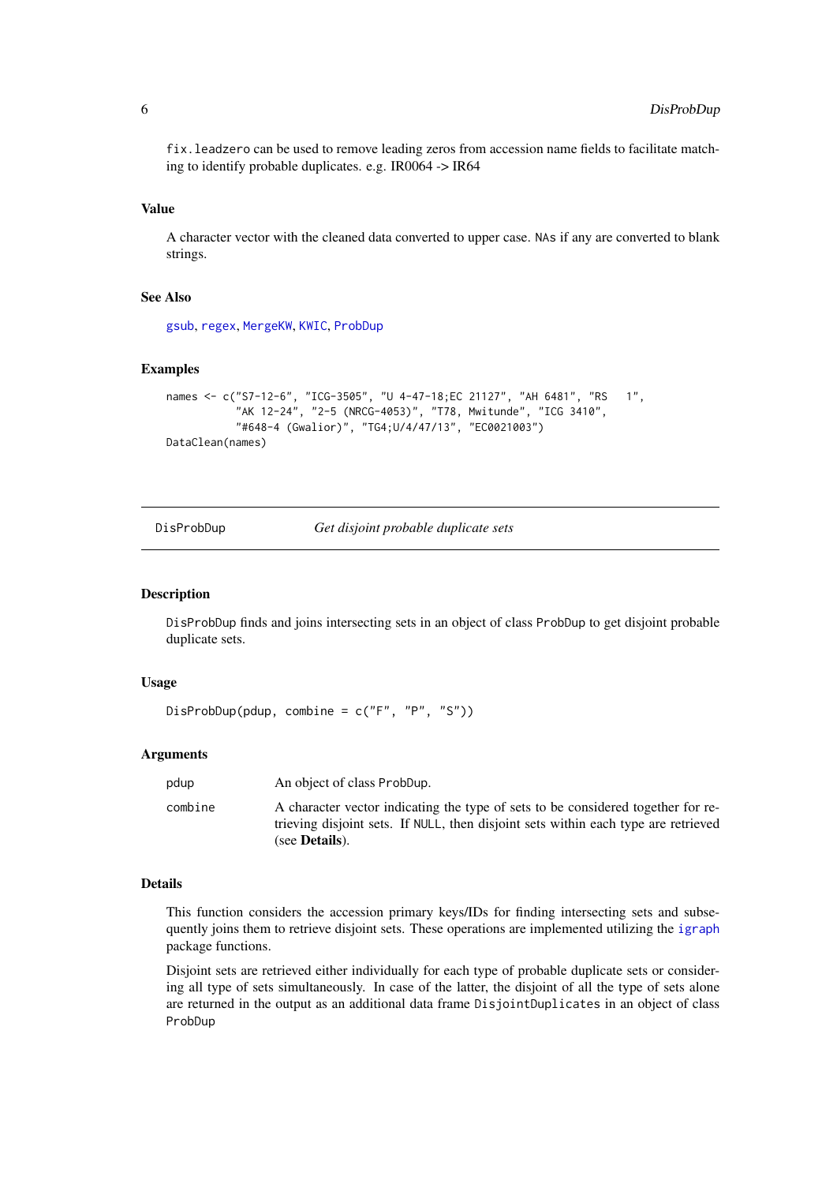fix.leadzero can be used to remove leading zeros from accession name fields to facilitate matching to identify probable duplicates. e.g. IR0064 -> IR64

### Value

A character vector with the cleaned data converted to upper case. NAs if any are converted to blank strings.

### See Also

gsub, regex, MergeKW, KWIC, ProbDup

### Examples

```
names <- c("S7-12-6", "ICG-3505", "U 4-47-18;EC 21127", "AH 6481", "RS   1",
           "AK 12-24", "2-5 (NRCG-4053)", "T78, Mwitunde", "ICG 3410",
           "#648-4 (Gwalior)", "TG4;U/4/47/13", "EC0021003")
DataClean(names)
```

---

## DisProbDup *Get disjoint probable duplicate sets*

---

### Description

DisProbDup finds and joins intersecting sets in an object of class ProbDup to get disjoint probable duplicate sets.

### Usage

```
DisProbDup(pdup, combine = c("F", "P", "S"))
```

### Arguments

| | |
|---|---|
| pdup | An object of class ProbDup. |
| combine | A character vector indicating the type of sets to be considered together for retrieving disjoint sets. If NULL, then disjoint sets within each type are retrieved (see **Details**). |

### Details

This function considers the accession primary keys/IDs for finding intersecting sets and subsequently joins them to retrieve disjoint sets. These operations are implemented utilizing the igraph package functions.

Disjoint sets are retrieved either individually for each type of probable duplicate sets or considering all type of sets simultaneously. In case of the latter, the disjoint of all the type of sets alone are returned in the output as an additional data frame DisjointDuplicates in an object of class ProbDup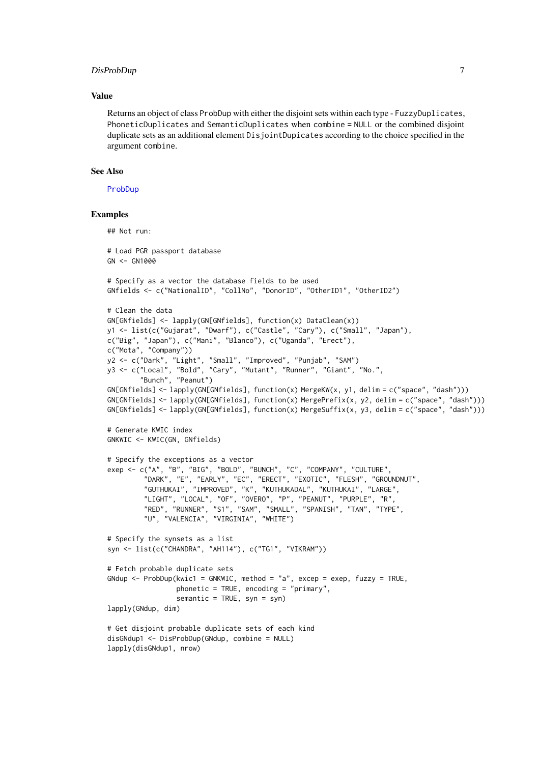### Value

Returns an object of class ProbDup with either the disjoint sets within each type - FuzzyDuplicates, PhoneticDuplicates and SemanticDuplicates when combine = NULL or the combined disjoint duplicate sets as an additional element DisjointDupicates according to the choice specified in the argument combine.

### See Also

ProbDup

### Examples

```
## Not run:

# Load PGR passport database
GN <- GN1000

# Specify as a vector the database fields to be used
GNfields <- c("NationalID", "CollNo", "DonorID", "OtherID1", "OtherID2")

# Clean the data
GN[GNfields] <- lapply(GN[GNfields], function(x) DataClean(x))
y1 <- list(c("Gujarat", "Dwarf"), c("Castle", "Cary"), c("Small", "Japan"),
c("Big", "Japan"), c("Mani", "Blanco"), c("Uganda", "Erect"),
c("Mota", "Company"))
y2 <- c("Dark", "Light", "Small", "Improved", "Punjab", "SAM")
y3 <- c("Local", "Bold", "Cary", "Mutant", "Runner", "Giant", "No.",
        "Bunch", "Peanut")
GN[GNfields] <- lapply(GN[GNfields], function(x) MergeKW(x, y1, delim = c("space", "dash")))
GN[GNfields] <- lapply(GN[GNfields], function(x) MergePrefix(x, y2, delim = c("space", "dash")))
GN[GNfields] <- lapply(GN[GNfields], function(x) MergeSuffix(x, y3, delim = c("space", "dash")))

# Generate KWIC index
GNKWIC <- KWIC(GN, GNfields)

# Specify the exceptions as a vector
exep <- c("A", "B", "BIG", "BOLD", "BUNCH", "C", "COMPANY", "CULTURE",
         "DARK", "E", "EARLY", "EC", "ERECT", "EXOTIC", "FLESH", "GROUNDNUT",
         "GUTHUKAI", "IMPROVED", "K", "KUTHUKADAL", "KUTHUKAI", "LARGE",
         "LIGHT", "LOCAL", "OF", "OVERO", "P", "PEANUT", "PURPLE", "R",
         "RED", "RUNNER", "S1", "SAM", "SMALL", "SPANISH", "TAN", "TYPE",
         "U", "VALENCIA", "VIRGINIA", "WHITE")

# Specify the synsets as a list
syn <- list(c("CHANDRA", "AH114"), c("TG1", "VIKRAM"))

# Fetch probable duplicate sets
GNdup <- ProbDup(kwic1 = GNKWIC, method = "a", excep = exep, fuzzy = TRUE,
                 phonetic = TRUE, encoding = "primary",
                 semantic = TRUE, syn = syn)
lapply(GNdup, dim)

# Get disjoint probable duplicate sets of each kind
disGNdup1 <- DisProbDup(GNdup, combine = NULL)
lapply(disGNdup1, nrow)
```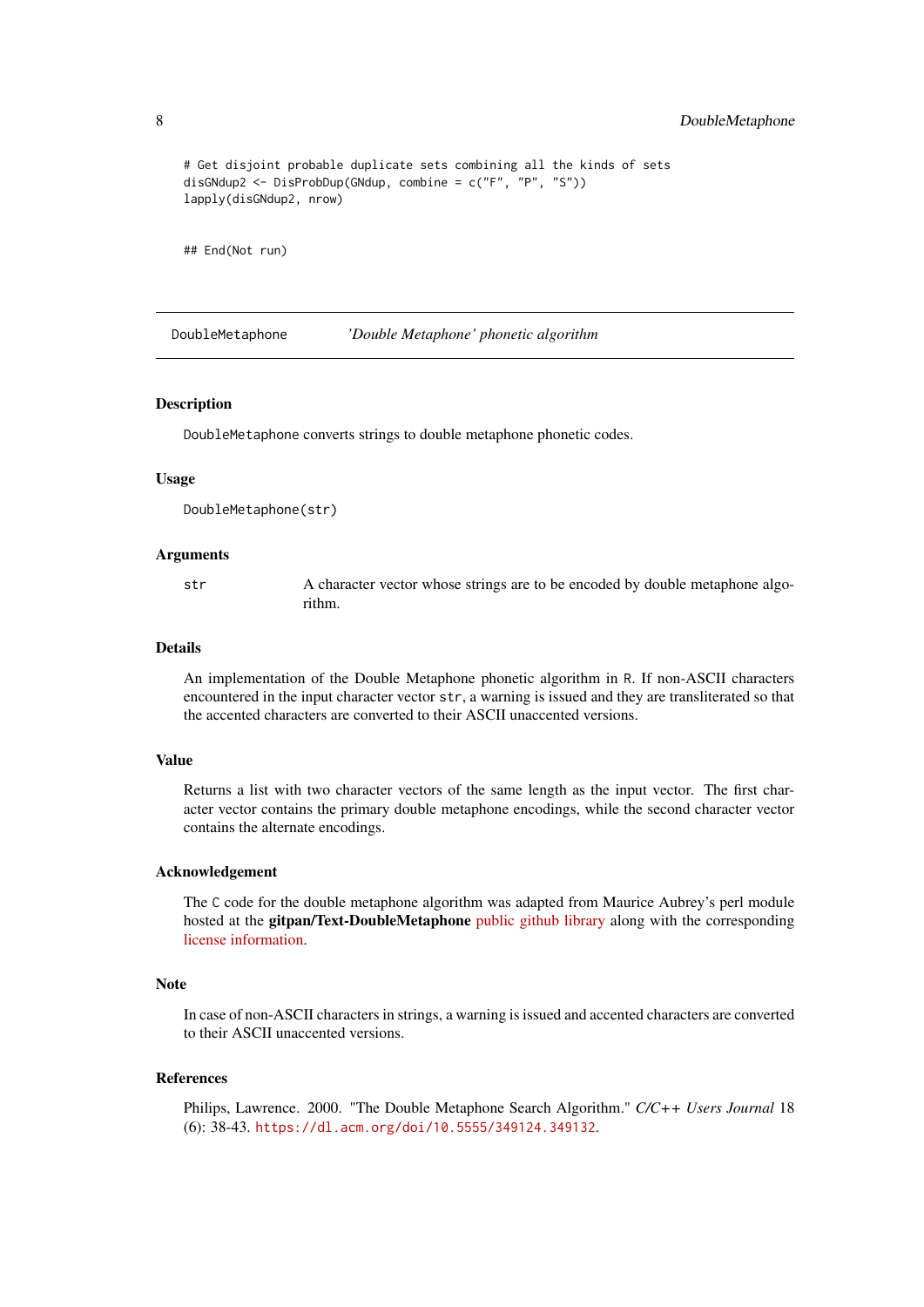```
# Get disjoint probable duplicate sets combining all the kinds of sets
disGNdup2 <- DisProbDup(GNdup, combine = c("F", "P", "S"))
lapply(disGNdup2, nrow)


## End(Not run)
```

## DoubleMetaphone *'Double Metaphone' phonetic algorithm*

### Description

`DoubleMetaphone` converts strings to double metaphone phonetic codes.

### Usage

```
DoubleMetaphone(str)
```

### Arguments

| | |
|---|---|
| `str` | A character vector whose strings are to be encoded by double metaphone algorithm. |

### Details

An implementation of the Double Metaphone phonetic algorithm in `R`. If non-ASCII characters encountered in the input character vector `str`, a warning is issued and they are transliterated so that the accented characters are converted to their ASCII unaccented versions.

### Value

Returns a list with two character vectors of the same length as the input vector. The first character vector contains the primary double metaphone encodings, while the second character vector contains the alternate encodings.

### Acknowledgement

The `C` code for the double metaphone algorithm was adapted from Maurice Aubrey's perl module hosted at the **gitpan/Text-DoubleMetaphone** public github library along with the corresponding license information.

### Note

In case of non-ASCII characters in strings, a warning is issued and accented characters are converted to their ASCII unaccented versions.

### References

Philips, Lawrence. 2000. "The Double Metaphone Search Algorithm." *C/C++ Users Journal* 18 (6): 38-43. `https://dl.acm.org/doi/10.5555/349124.349132`.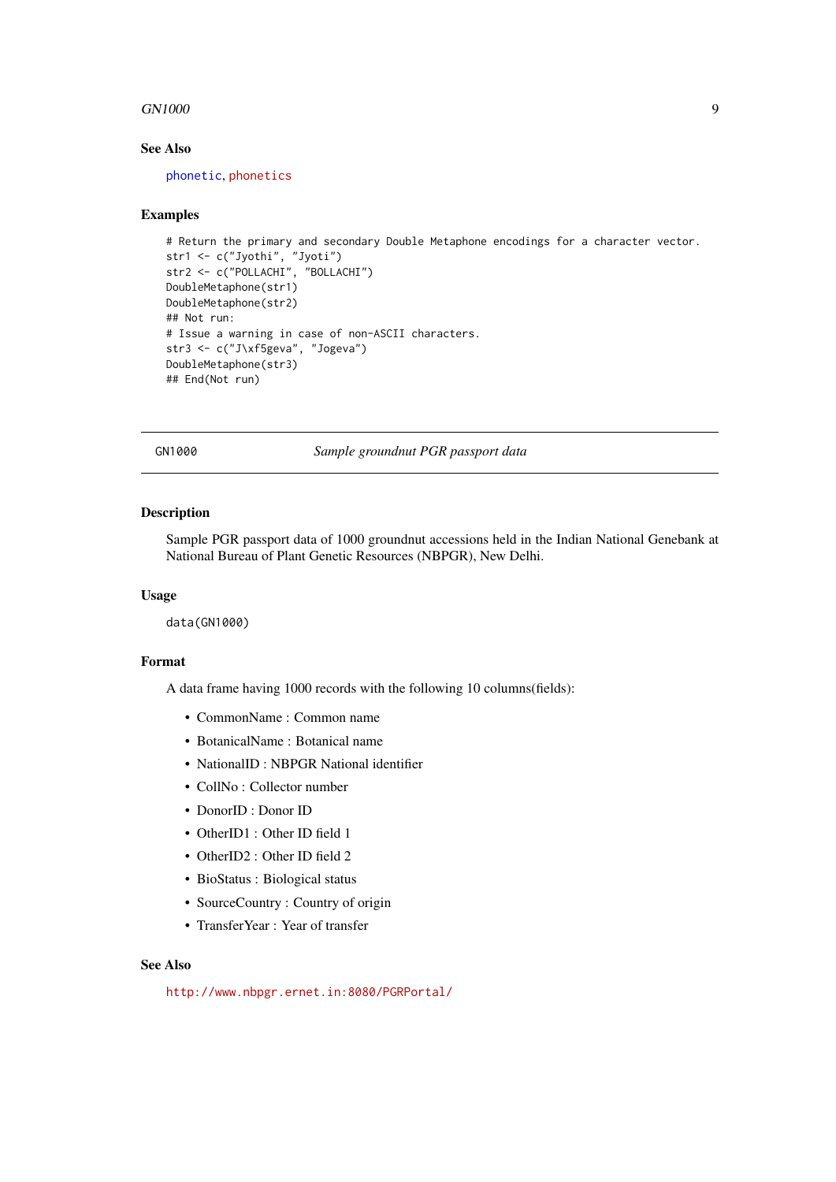### See Also

phonetic, phonetics

### Examples

```
# Return the primary and secondary Double Metaphone encodings for a character vector.
str1 <- c("Jyothi", "Jyoti")
str2 <- c("POLLACHI", "BOLLACHI")
DoubleMetaphone(str1)
DoubleMetaphone(str2)
## Not run:
# Issue a warning in case of non-ASCII characters.
str3 <- c("J\xf5geva", "Jogeva")
DoubleMetaphone(str3)
## End(Not run)
```

---

## GN1000 *Sample groundnut PGR passport data*

### Description

Sample PGR passport data of 1000 groundnut accessions held in the Indian National Genebank at National Bureau of Plant Genetic Resources (NBPGR), New Delhi.

### Usage

```
data(GN1000)
```

### Format

A data frame having 1000 records with the following 10 columns(fields):

- CommonName : Common name
- BotanicalName : Botanical name
- NationalID : NBPGR National identifier
- CollNo : Collector number
- DonorID : Donor ID
- OtherID1 : Other ID field 1
- OtherID2 : Other ID field 2
- BioStatus : Biological status
- SourceCountry : Country of origin
- TransferYear : Year of transfer

### See Also

http://www.nbpgr.ernet.in:8080/PGRPortal/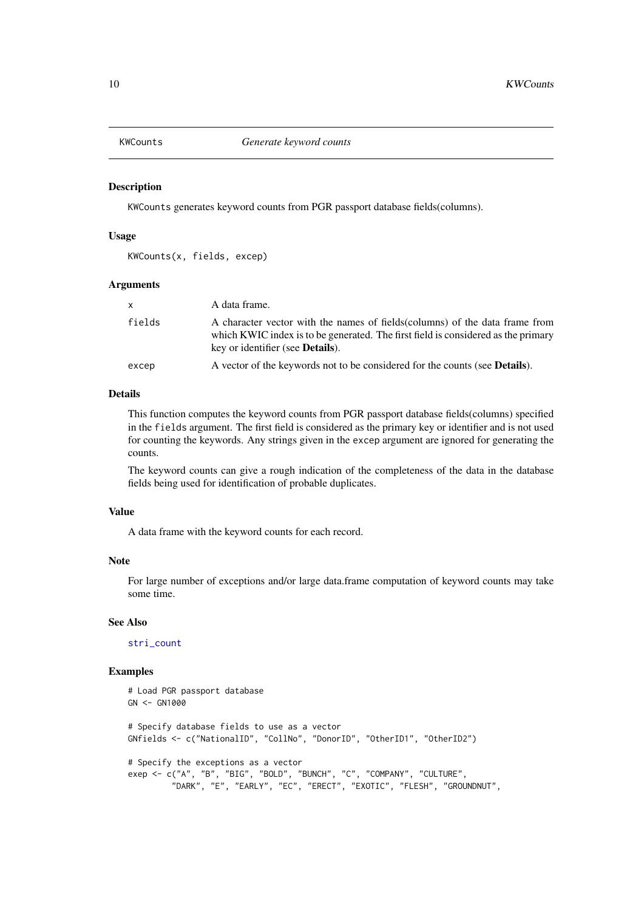KWCounts    *Generate keyword counts*

### Description

KWCounts generates keyword counts from PGR passport database fields(columns).

### Usage

```
KWCounts(x, fields, excep)
```

### Arguments

| | |
|---|---|
| x | A data frame. |
| fields | A character vector with the names of fields(columns) of the data frame from which KWIC index is to be generated. The first field is considered as the primary key or identifier (see **Details**). |
| excep | A vector of the keywords not to be considered for the counts (see **Details**). |

### Details

This function computes the keyword counts from PGR passport database fields(columns) specified in the fields argument. The first field is considered as the primary key or identifier and is not used for counting the keywords. Any strings given in the excep argument are ignored for generating the counts.

The keyword counts can give a rough indication of the completeness of the data in the database fields being used for identification of probable duplicates.

### Value

A data frame with the keyword counts for each record.

### Note

For large number of exceptions and/or large data.frame computation of keyword counts may take some time.

### See Also

stri_count

### Examples

```
# Load PGR passport database
GN <- GN1000

# Specify database fields to use as a vector
GNfields <- c("NationalID", "CollNo", "DonorID", "OtherID1", "OtherID2")

# Specify the exceptions as a vector
exep <- c("A", "B", "BIG", "BOLD", "BUNCH", "C", "COMPANY", "CULTURE",
         "DARK", "E", "EARLY", "EC", "ERECT", "EXOTIC", "FLESH", "GROUNDNUT",
```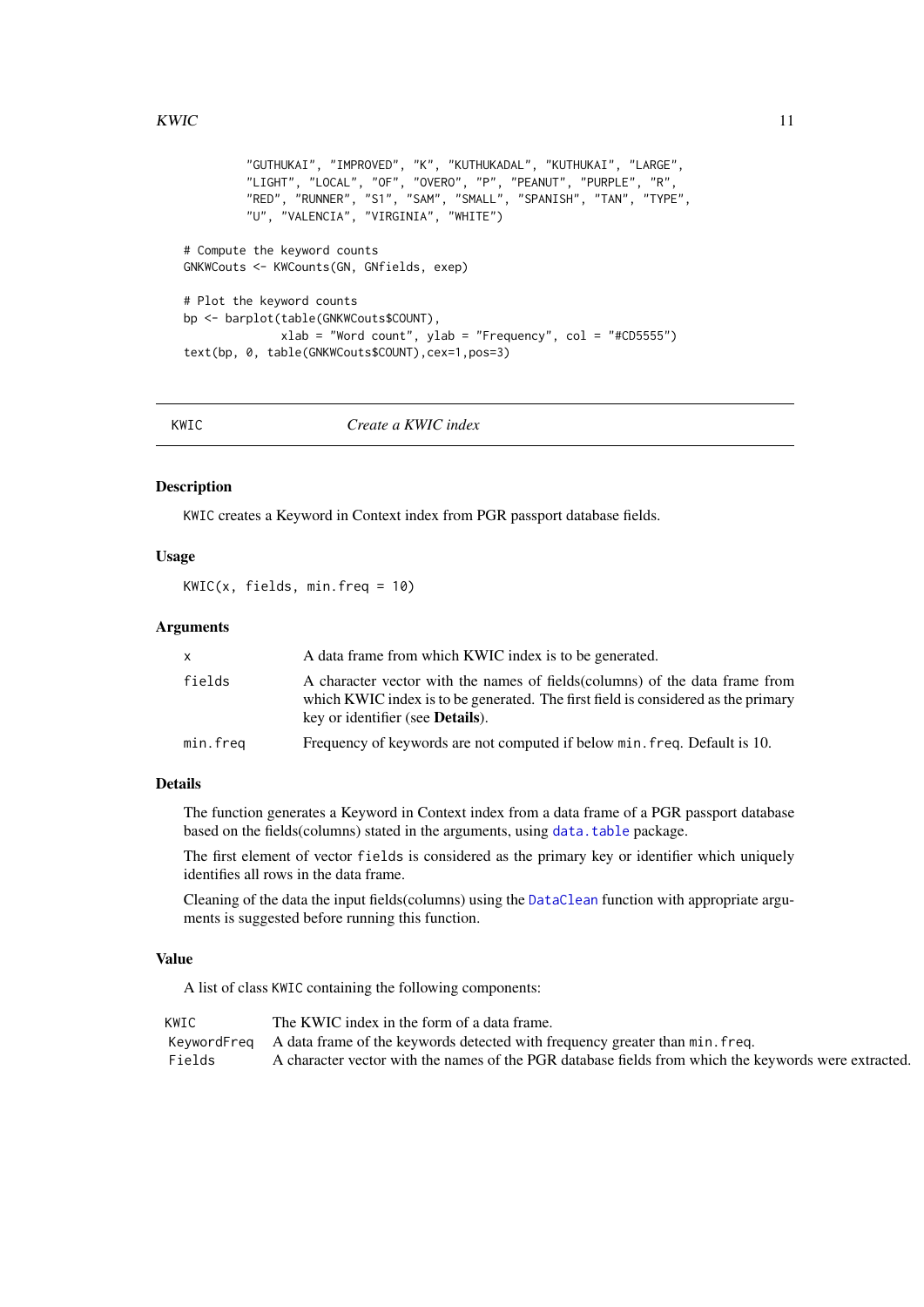```
"GUTHUKAI", "IMPROVED", "K", "KUTHUKADAL", "KUTHUKAI", "LARGE",
          "LIGHT", "LOCAL", "OF", "OVERO", "P", "PEANUT", "PURPLE", "R",
          "RED", "RUNNER", "S1", "SAM", "SMALL", "SPANISH", "TAN", "TYPE",
          "U", "VALENCIA", "VIRGINIA", "WHITE")

# Compute the keyword counts
GNKWCouts <- KWCounts(GN, GNfields, exep)

# Plot the keyword counts
bp <- barplot(table(GNKWCouts$COUNT),
              xlab = "Word count", ylab = "Frequency", col = "#CD5555")
text(bp, 0, table(GNKWCouts$COUNT),cex=1,pos=3)
```

## KWIC *Create a KWIC index*

### Description

KWIC creates a Keyword in Context index from PGR passport database fields.

### Usage

```
KWIC(x, fields, min.freq = 10)
```

### Arguments

| | |
|---|---|
| x | A data frame from which KWIC index is to be generated. |
| fields | A character vector with the names of fields(columns) of the data frame from which KWIC index is to be generated. The first field is considered as the primary key or identifier (see **Details**). |
| min.freq | Frequency of keywords are not computed if below min.freq. Default is 10. |

### Details

The function generates a Keyword in Context index from a data frame of a PGR passport database based on the fields(columns) stated in the arguments, using data.table package.

The first element of vector fields is considered as the primary key or identifier which uniquely identifies all rows in the data frame.

Cleaning of the data the input fields(columns) using the DataClean function with appropriate arguments is suggested before running this function.

### Value

A list of class KWIC containing the following components:

| | |
|---|---|
| KWIC | The KWIC index in the form of a data frame. |
| KeywordFreq | A data frame of the keywords detected with frequency greater than min.freq. |
| Fields | A character vector with the names of the PGR database fields from which the keywords were extracted. |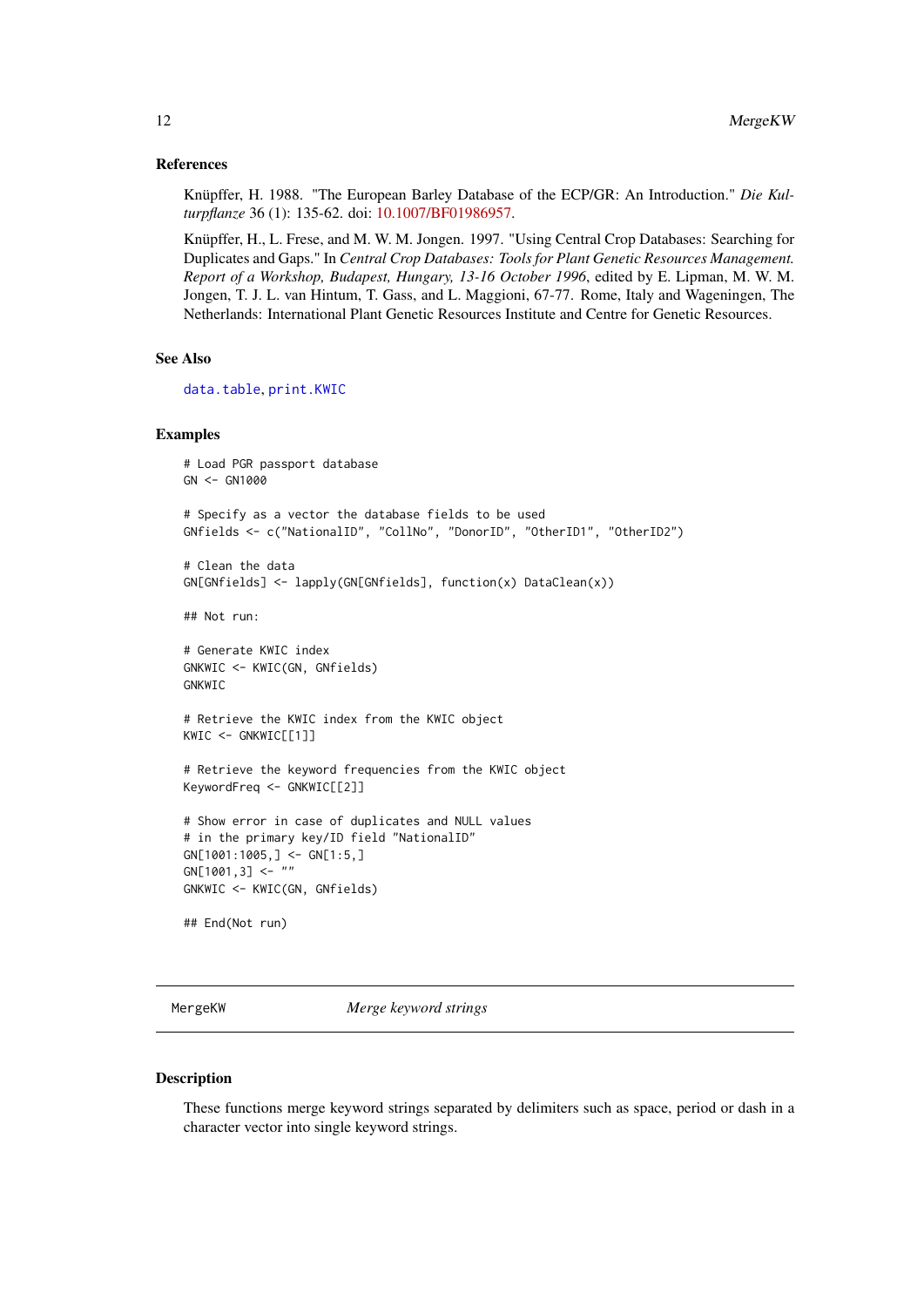### References

Knüpffer, H. 1988. "The European Barley Database of the ECP/GR: An Introduction." *Die Kulturpflanze* 36 (1): 135-62. doi: 10.1007/BF01986957.

Knüpffer, H., L. Frese, and M. W. M. Jongen. 1997. "Using Central Crop Databases: Searching for Duplicates and Gaps." In *Central Crop Databases: Tools for Plant Genetic Resources Management. Report of a Workshop, Budapest, Hungary, 13-16 October 1996*, edited by E. Lipman, M. W. M. Jongen, T. J. L. van Hintum, T. Gass, and L. Maggioni, 67-77. Rome, Italy and Wageningen, The Netherlands: International Plant Genetic Resources Institute and Centre for Genetic Resources.

### See Also

`data.table`, `print.KWIC`

### Examples

```
# Load PGR passport database
GN <- GN1000

# Specify as a vector the database fields to be used
GNfields <- c("NationalID", "CollNo", "DonorID", "OtherID1", "OtherID2")

# Clean the data
GN[GNfields] <- lapply(GN[GNfields], function(x) DataClean(x))

## Not run:

# Generate KWIC index
GNKWIC <- KWIC(GN, GNfields)
GNKWIC

# Retrieve the KWIC index from the KWIC object
KWIC <- GNKWIC[[1]]

# Retrieve the keyword frequencies from the KWIC object
KeywordFreq <- GNKWIC[[2]]

# Show error in case of duplicates and NULL values
# in the primary key/ID field "NationalID"
GN[1001:1005,] <- GN[1:5,]
GN[1001,3] <- ""
GNKWIC <- KWIC(GN, GNfields)

## End(Not run)
```

---

## MergeKW — *Merge keyword strings*

### Description

These functions merge keyword strings separated by delimiters such as space, period or dash in a character vector into single keyword strings.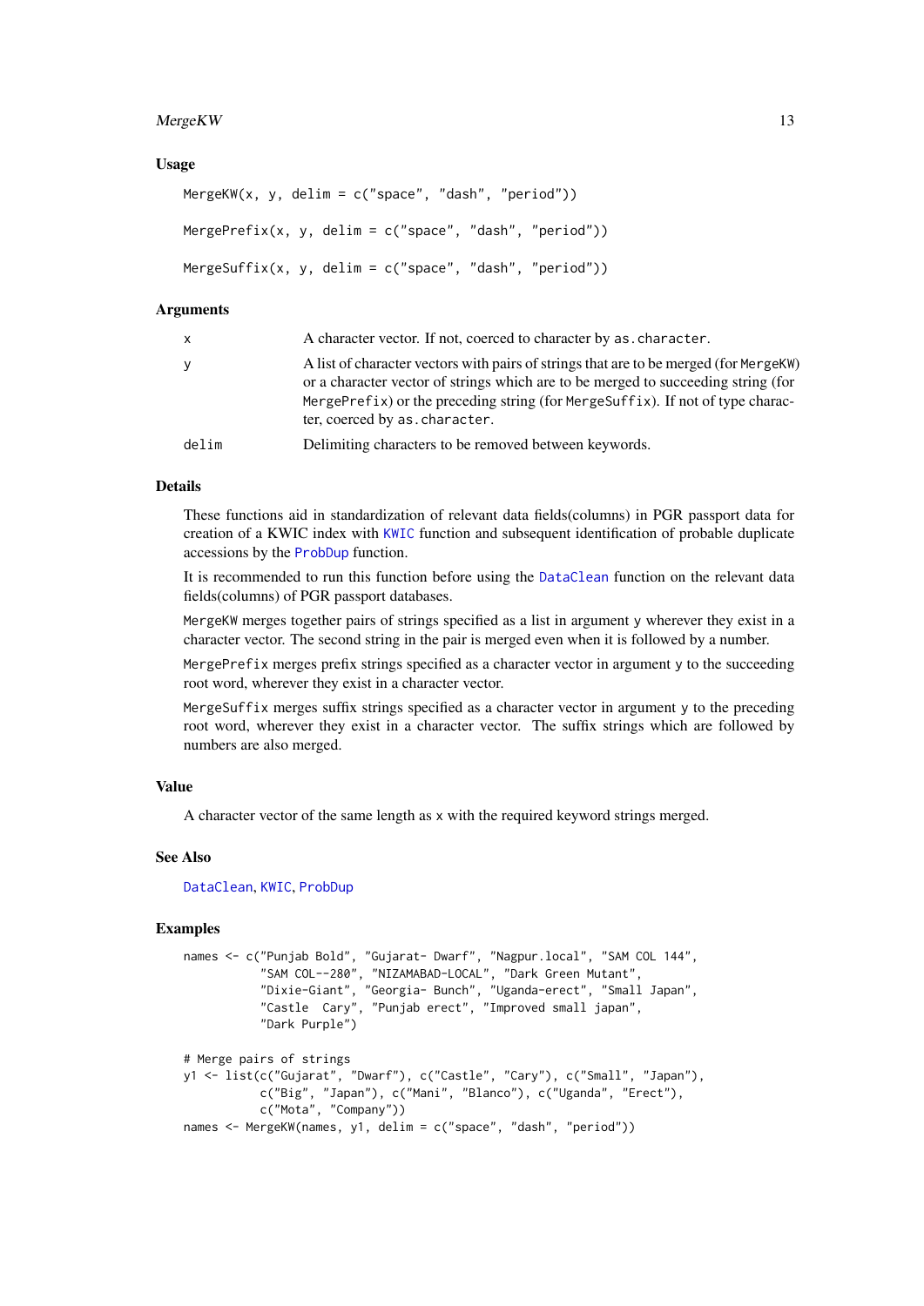### Usage

```
MergeKW(x, y, delim = c("space", "dash", "period"))

MergePrefix(x, y, delim = c("space", "dash", "period"))

MergeSuffix(x, y, delim = c("space", "dash", "period"))
```

### Arguments

| | |
|---|---|
| x | A character vector. If not, coerced to character by `as.character`. |
| y | A list of character vectors with pairs of strings that are to be merged (for `MergeKW`) or a character vector of strings which are to be merged to succeeding string (for `MergePrefix`) or the preceding string (for `MergeSuffix`). If not of type character, coerced by `as.character`. |
| delim | Delimiting characters to be removed between keywords. |

### Details

These functions aid in standardization of relevant data fields(columns) in PGR passport data for creation of a KWIC index with `KWIC` function and subsequent identification of probable duplicate accessions by the `ProbDup` function.

It is recommended to run this function before using the `DataClean` function on the relevant data fields(columns) of PGR passport databases.

`MergeKW` merges together pairs of strings specified as a list in argument y wherever they exist in a character vector. The second string in the pair is merged even when it is followed by a number.

`MergePrefix` merges prefix strings specified as a character vector in argument y to the succeeding root word, wherever they exist in a character vector.

`MergeSuffix` merges suffix strings specified as a character vector in argument y to the preceding root word, wherever they exist in a character vector. The suffix strings which are followed by numbers are also merged.

### Value

A character vector of the same length as x with the required keyword strings merged.

### See Also

`DataClean`, `KWIC`, `ProbDup`

### Examples

```
names <- c("Punjab Bold", "Gujarat- Dwarf", "Nagpur.local", "SAM COL 144",
           "SAM COL--280", "NIZAMABAD-LOCAL", "Dark Green Mutant",
           "Dixie-Giant", "Georgia- Bunch", "Uganda-erect", "Small Japan",
           "Castle  Cary", "Punjab erect", "Improved small japan",
           "Dark Purple")

# Merge pairs of strings
y1 <- list(c("Gujarat", "Dwarf"), c("Castle", "Cary"), c("Small", "Japan"),
           c("Big", "Japan"), c("Mani", "Blanco"), c("Uganda", "Erect"),
           c("Mota", "Company"))
names <- MergeKW(names, y1, delim = c("space", "dash", "period"))
```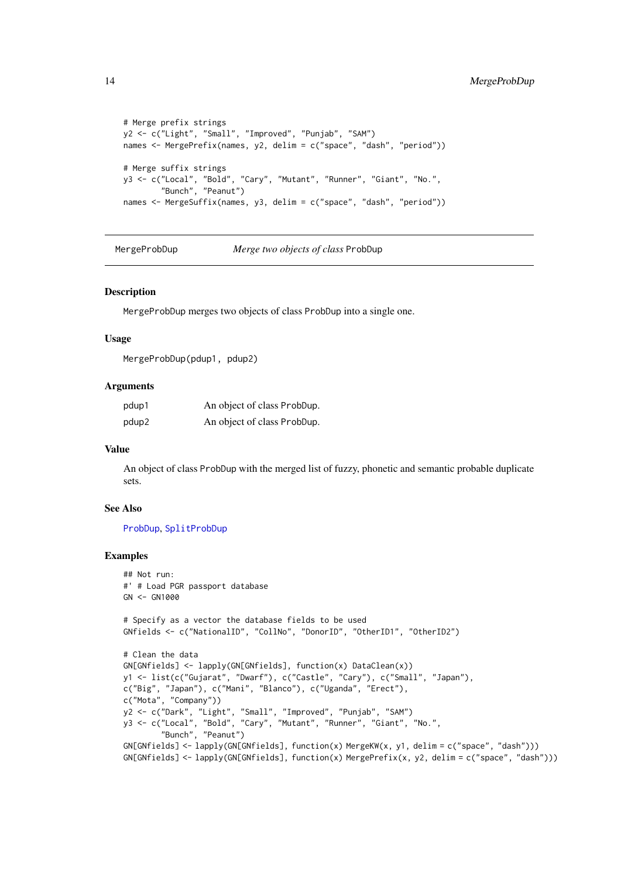```
# Merge prefix strings
y2 <- c("Light", "Small", "Improved", "Punjab", "SAM")
names <- MergePrefix(names, y2, delim = c("space", "dash", "period"))

# Merge suffix strings
y3 <- c("Local", "Bold", "Cary", "Mutant", "Runner", "Giant", "No.",
        "Bunch", "Peanut")
names <- MergeSuffix(names, y3, delim = c("space", "dash", "period"))
```

---

## MergeProbDup — *Merge two objects of class* ProbDup

---

### Description

MergeProbDup merges two objects of class ProbDup into a single one.

### Usage

```
MergeProbDup(pdup1, pdup2)
```

### Arguments

| | |
|---|---|
| pdup1 | An object of class ProbDup. |
| pdup2 | An object of class ProbDup. |

### Value

An object of class ProbDup with the merged list of fuzzy, phonetic and semantic probable duplicate sets.

### See Also

ProbDup, SplitProbDup

### Examples

```
## Not run:
#' # Load PGR passport database
GN <- GN1000

# Specify as a vector the database fields to be used
GNfields <- c("NationalID", "CollNo", "DonorID", "OtherID1", "OtherID2")

# Clean the data
GN[GNfields] <- lapply(GN[GNfields], function(x) DataClean(x))
y1 <- list(c("Gujarat", "Dwarf"), c("Castle", "Cary"), c("Small", "Japan"),
c("Big", "Japan"), c("Mani", "Blanco"), c("Uganda", "Erect"),
c("Mota", "Company"))
y2 <- c("Dark", "Light", "Small", "Improved", "Punjab", "SAM")
y3 <- c("Local", "Bold", "Cary", "Mutant", "Runner", "Giant", "No.",
        "Bunch", "Peanut")
GN[GNfields] <- lapply(GN[GNfields], function(x) MergeKW(x, y1, delim = c("space", "dash")))
GN[GNfields] <- lapply(GN[GNfields], function(x) MergePrefix(x, y2, delim = c("space", "dash")))
```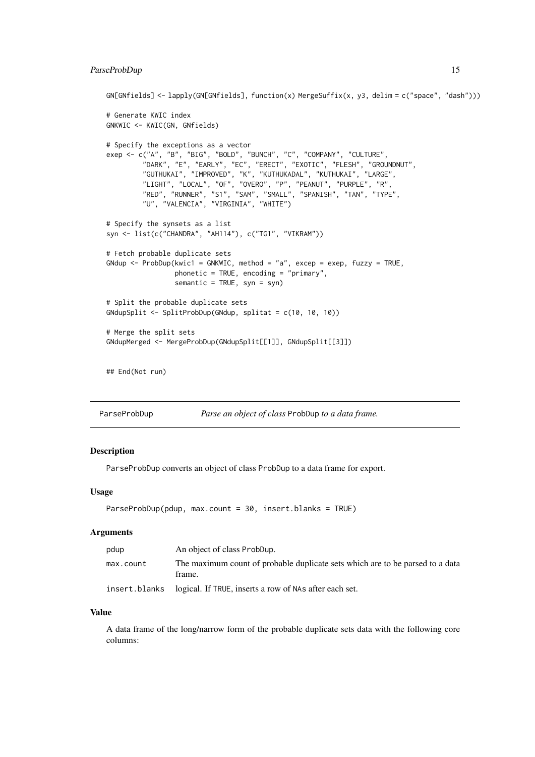```
GN[GNfields] <- lapply(GN[GNfields], function(x) MergeSuffix(x, y3, delim = c("space", "dash")))

# Generate KWIC index
GNKWIC <- KWIC(GN, GNfields)

# Specify the exceptions as a vector
exep <- c("A", "B", "BIG", "BOLD", "BUNCH", "C", "COMPANY", "CULTURE",
         "DARK", "E", "EARLY", "EC", "ERECT", "EXOTIC", "FLESH", "GROUNDNUT",
         "GUTHUKAI", "IMPROVED", "K", "KUTHUKADAL", "KUTHUKAI", "LARGE",
         "LIGHT", "LOCAL", "OF", "OVERO", "P", "PEANUT", "PURPLE", "R",
         "RED", "RUNNER", "S1", "SAM", "SMALL", "SPANISH", "TAN", "TYPE",
         "U", "VALENCIA", "VIRGINIA", "WHITE")

# Specify the synsets as a list
syn <- list(c("CHANDRA", "AH114"), c("TG1", "VIKRAM"))

# Fetch probable duplicate sets
GNdup <- ProbDup(kwic1 = GNKWIC, method = "a", excep = exep, fuzzy = TRUE,
                 phonetic = TRUE, encoding = "primary",
                 semantic = TRUE, syn = syn)

# Split the probable duplicate sets
GNdupSplit <- SplitProbDup(GNdup, splitat = c(10, 10, 10))

# Merge the split sets
GNdupMerged <- MergeProbDup(GNdupSplit[[1]], GNdupSplit[[3]])


## End(Not run)
```

## ParseProbDup — *Parse an object of class* ProbDup *to a data frame.*

### Description

ParseProbDup converts an object of class ProbDup to a data frame for export.

### Usage

```
ParseProbDup(pdup, max.count = 30, insert.blanks = TRUE)
```

### Arguments

| | |
|---|---|
| pdup | An object of class ProbDup. |
| max.count | The maximum count of probable duplicate sets which are to be parsed to a data frame. |
| insert.blanks | logical. If TRUE, inserts a row of NAs after each set. |

### Value

A data frame of the long/narrow form of the probable duplicate sets data with the following core columns: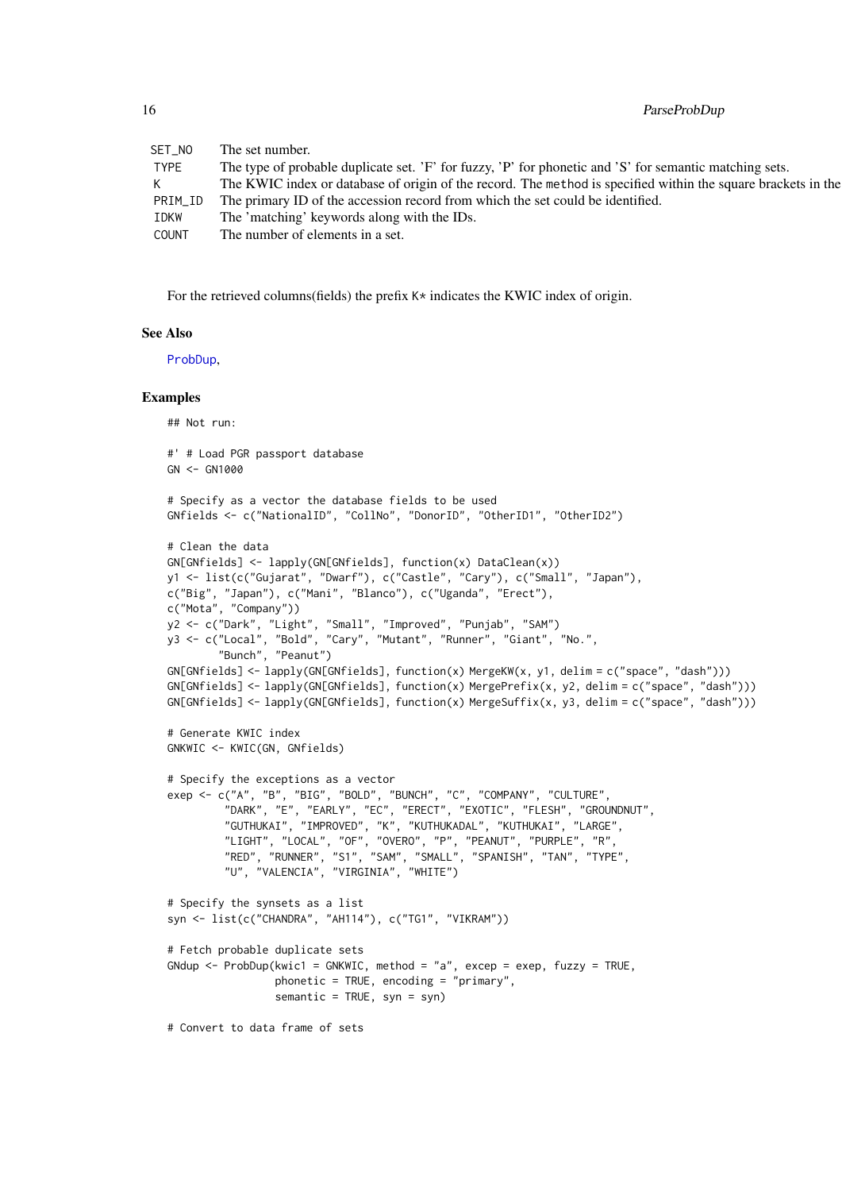| | |
|---|---|
| SET_NO | The set number. |
| TYPE | The type of probable duplicate set. 'F' for fuzzy, 'P' for phonetic and 'S' for semantic matching sets. |
| K | The KWIC index or database of origin of the record. The method is specified within the square brackets in the |
| PRIM_ID | The primary ID of the accession record from which the set could be identified. |
| IDKW | The 'matching' keywords along with the IDs. |
| COUNT | The number of elements in a set. |

For the retrieved columns(fields) the prefix K* indicates the KWIC index of origin.

## See Also

ProbDup,

## Examples

```
## Not run:

#' # Load PGR passport database
GN <- GN1000

# Specify as a vector the database fields to be used
GNfields <- c("NationalID", "CollNo", "DonorID", "OtherID1", "OtherID2")

# Clean the data
GN[GNfields] <- lapply(GN[GNfields], function(x) DataClean(x))
y1 <- list(c("Gujarat", "Dwarf"), c("Castle", "Cary"), c("Small", "Japan"),
c("Big", "Japan"), c("Mani", "Blanco"), c("Uganda", "Erect"),
c("Mota", "Company"))
y2 <- c("Dark", "Light", "Small", "Improved", "Punjab", "SAM")
y3 <- c("Local", "Bold", "Cary", "Mutant", "Runner", "Giant", "No.",
        "Bunch", "Peanut")
GN[GNfields] <- lapply(GN[GNfields], function(x) MergeKW(x, y1, delim = c("space", "dash")))
GN[GNfields] <- lapply(GN[GNfields], function(x) MergePrefix(x, y2, delim = c("space", "dash")))
GN[GNfields] <- lapply(GN[GNfields], function(x) MergeSuffix(x, y3, delim = c("space", "dash")))

# Generate KWIC index
GNKWIC <- KWIC(GN, GNfields)

# Specify the exceptions as a vector
exep <- c("A", "B", "BIG", "BOLD", "BUNCH", "C", "COMPANY", "CULTURE",
         "DARK", "E", "EARLY", "EC", "ERECT", "EXOTIC", "FLESH", "GROUNDNUT",
         "GUTHUKAI", "IMPROVED", "K", "KUTHUKADAL", "KUTHUKAI", "LARGE",
         "LIGHT", "LOCAL", "OF", "OVERO", "P", "PEANUT", "PURPLE", "R",
         "RED", "RUNNER", "S1", "SAM", "SMALL", "SPANISH", "TAN", "TYPE",
         "U", "VALENCIA", "VIRGINIA", "WHITE")

# Specify the synsets as a list
syn <- list(c("CHANDRA", "AH114"), c("TG1", "VIKRAM"))

# Fetch probable duplicate sets
GNdup <- ProbDup(kwic1 = GNKWIC, method = "a", excep = exep, fuzzy = TRUE,
                 phonetic = TRUE, encoding = "primary",
                 semantic = TRUE, syn = syn)

# Convert to data frame of sets
```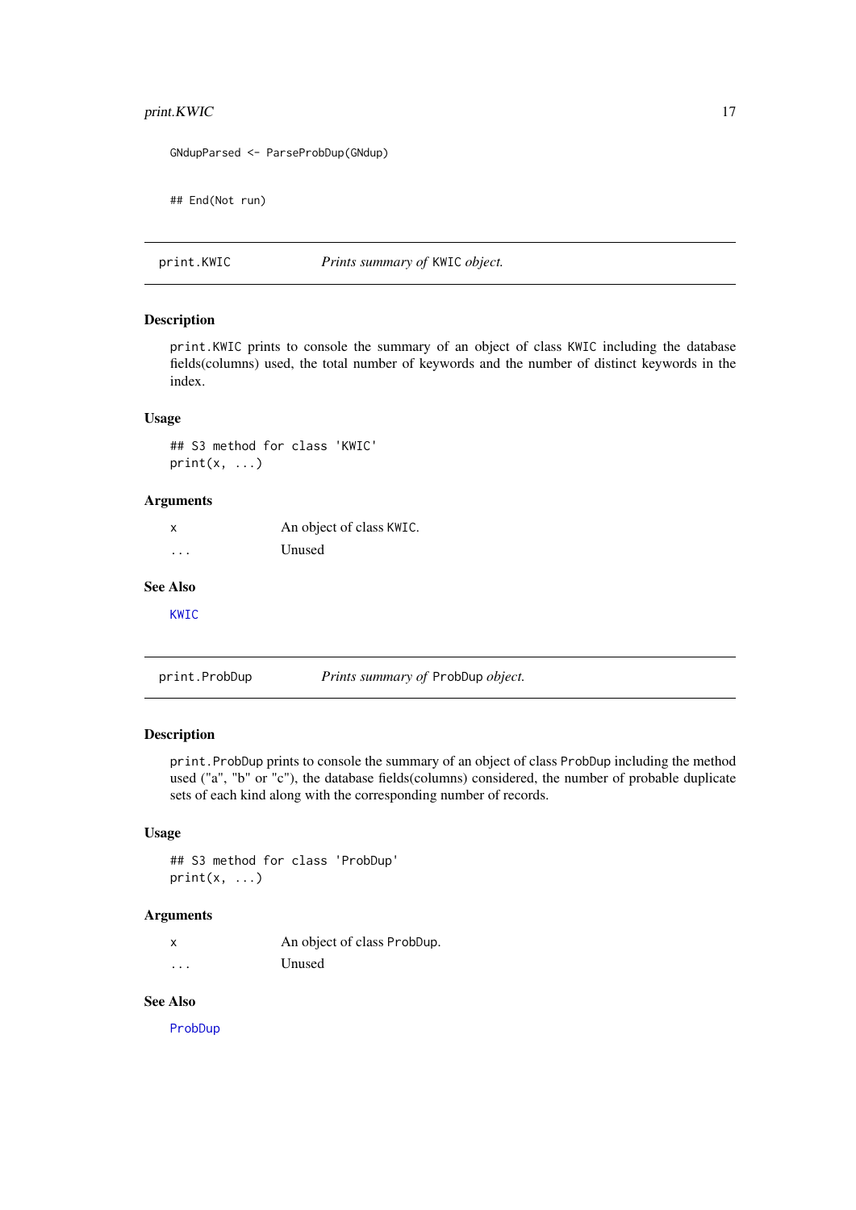```
GNdupParsed <- ParseProbDup(GNdup)

## End(Not run)
```

---

## print.KWIC — *Prints summary of* `KWIC` *object.*

---

### Description

`print.KWIC` prints to console the summary of an object of class `KWIC` including the database fields(columns) used, the total number of keywords and the number of distinct keywords in the index.

### Usage

```
## S3 method for class 'KWIC'
print(x, ...)
```

### Arguments

| | |
|---|---|
| `x` | An object of class `KWIC`. |
| `...` | Unused |

### See Also

`KWIC`

---

## print.ProbDup — *Prints summary of* `ProbDup` *object.*

---

### Description

`print.ProbDup` prints to console the summary of an object of class `ProbDup` including the method used ("a", "b" or "c"), the database fields(columns) considered, the number of probable duplicate sets of each kind along with the corresponding number of records.

### Usage

```
## S3 method for class 'ProbDup'
print(x, ...)
```

### Arguments

| | |
|---|---|
| `x` | An object of class `ProbDup`. |
| `...` | Unused |

### See Also

`ProbDup`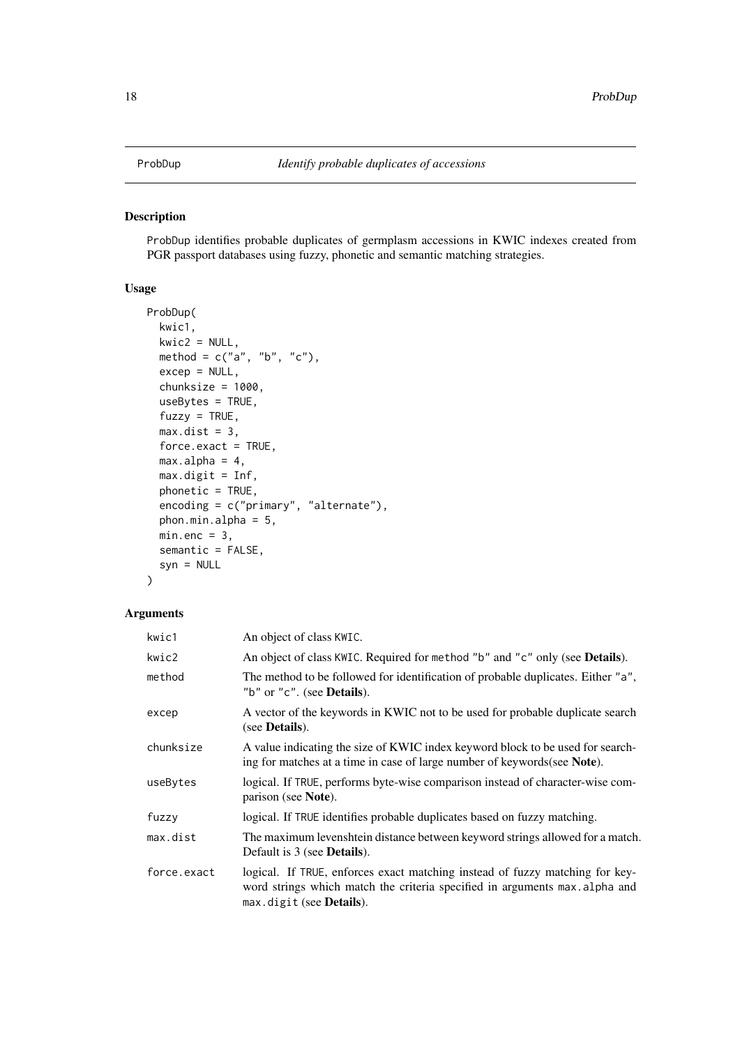# ProbDup *Identify probable duplicates of accessions*

## Description

ProbDup identifies probable duplicates of germplasm accessions in KWIC indexes created from PGR passport databases using fuzzy, phonetic and semantic matching strategies.

## Usage

```
ProbDup(
  kwic1,
  kwic2 = NULL,
  method = c("a", "b", "c"),
  excep = NULL,
  chunksize = 1000,
  useBytes = TRUE,
  fuzzy = TRUE,
  max.dist = 3,
  force.exact = TRUE,
  max.alpha = 4,
  max.digit = Inf,
  phonetic = TRUE,
  encoding = c("primary", "alternate"),
  phon.min.alpha = 5,
  min.enc = 3,
  semantic = FALSE,
  syn = NULL
)
```

## Arguments

| | |
|---|---|
| kwic1 | An object of class KWIC. |
| kwic2 | An object of class KWIC. Required for method "b" and "c" only (see **Details**). |
| method | The method to be followed for identification of probable duplicates. Either "a", "b" or "c". (see **Details**). |
| excep | A vector of the keywords in KWIC not to be used for probable duplicate search (see **Details**). |
| chunksize | A value indicating the size of KWIC index keyword block to be used for searching for matches at a time in case of large number of keywords(see **Note**). |
| useBytes | logical. If TRUE, performs byte-wise comparison instead of character-wise comparison (see **Note**). |
| fuzzy | logical. If TRUE identifies probable duplicates based on fuzzy matching. |
| max.dist | The maximum levenshtein distance between keyword strings allowed for a match. Default is 3 (see **Details**). |
| force.exact | logical. If TRUE, enforces exact matching instead of fuzzy matching for keyword strings which match the criteria specified in arguments max.alpha and max.digit (see **Details**). |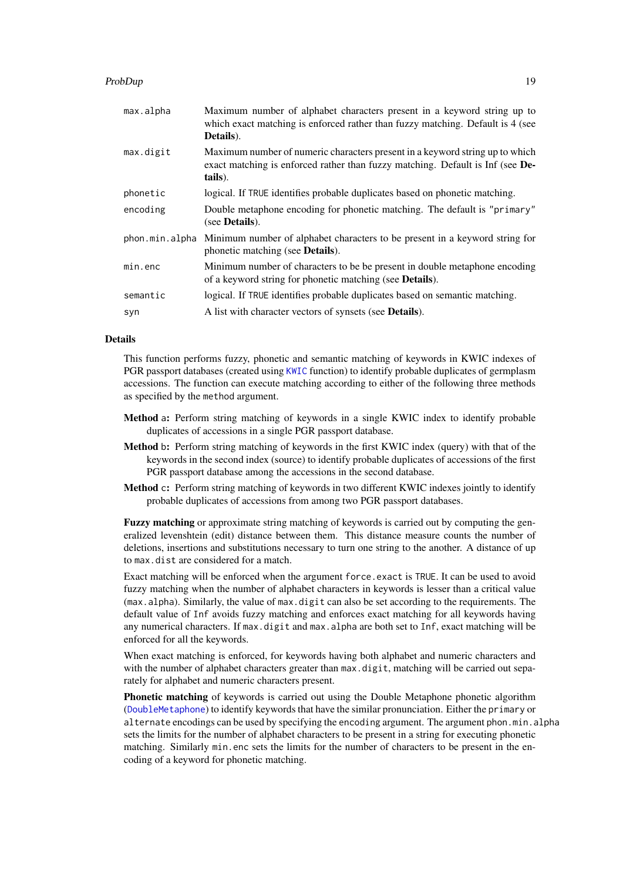| | |
|---|---|
| `max.alpha` | Maximum number of alphabet characters present in a keyword string up to which exact matching is enforced rather than fuzzy matching. Default is 4 (see **Details**). |
| `max.digit` | Maximum number of numeric characters present in a keyword string up to which exact matching is enforced rather than fuzzy matching. Default is Inf (see **Details**). |
| `phonetic` | logical. If `TRUE` identifies probable duplicates based on phonetic matching. |
| `encoding` | Double metaphone encoding for phonetic matching. The default is `"primary"` (see **Details**). |
| `phon.min.alpha` | Minimum number of alphabet characters to be present in a keyword string for phonetic matching (see **Details**). |
| `min.enc` | Minimum number of characters to be be present in double metaphone encoding of a keyword string for phonetic matching (see **Details**). |
| `semantic` | logical. If `TRUE` identifies probable duplicates based on semantic matching. |
| `syn` | A list with character vectors of synsets (see **Details**). |

## Details

This function performs fuzzy, phonetic and semantic matching of keywords in KWIC indexes of PGR passport databases (created using `KWIC` function) to identify probable duplicates of germplasm accessions. The function can execute matching according to either of the following three methods as specified by the `method` argument.

**Method** `a`**:** Perform string matching of keywords in a single KWIC index to identify probable duplicates of accessions in a single PGR passport database.

**Method** `b`**:** Perform string matching of keywords in the first KWIC index (query) with that of the keywords in the second index (source) to identify probable duplicates of accessions of the first PGR passport database among the accessions in the second database.

**Method** `c`**:** Perform string matching of keywords in two different KWIC indexes jointly to identify probable duplicates of accessions from among two PGR passport databases.

**Fuzzy matching** or approximate string matching of keywords is carried out by computing the generalized levenshtein (edit) distance between them. This distance measure counts the number of deletions, insertions and substitutions necessary to turn one string to the another. A distance of up to `max.dist` are considered for a match.

Exact matching will be enforced when the argument `force.exact` is `TRUE`. It can be used to avoid fuzzy matching when the number of alphabet characters in keywords is lesser than a critical value (`max.alpha`). Similarly, the value of `max.digit` can also be set according to the requirements. The default value of `Inf` avoids fuzzy matching and enforces exact matching for all keywords having any numerical characters. If `max.digit` and `max.alpha` are both set to `Inf`, exact matching will be enforced for all the keywords.

When exact matching is enforced, for keywords having both alphabet and numeric characters and with the number of alphabet characters greater than `max.digit`, matching will be carried out separately for alphabet and numeric characters present.

**Phonetic matching** of keywords is carried out using the Double Metaphone phonetic algorithm (`DoubleMetaphone`) to identify keywords that have the similar pronunciation. Either the `primary` or `alternate` encodings can be used by specifying the `encoding` argument. The argument `phon.min.alpha` sets the limits for the number of alphabet characters to be present in a string for executing phonetic matching. Similarly `min.enc` sets the limits for the number of characters to be present in the encoding of a keyword for phonetic matching.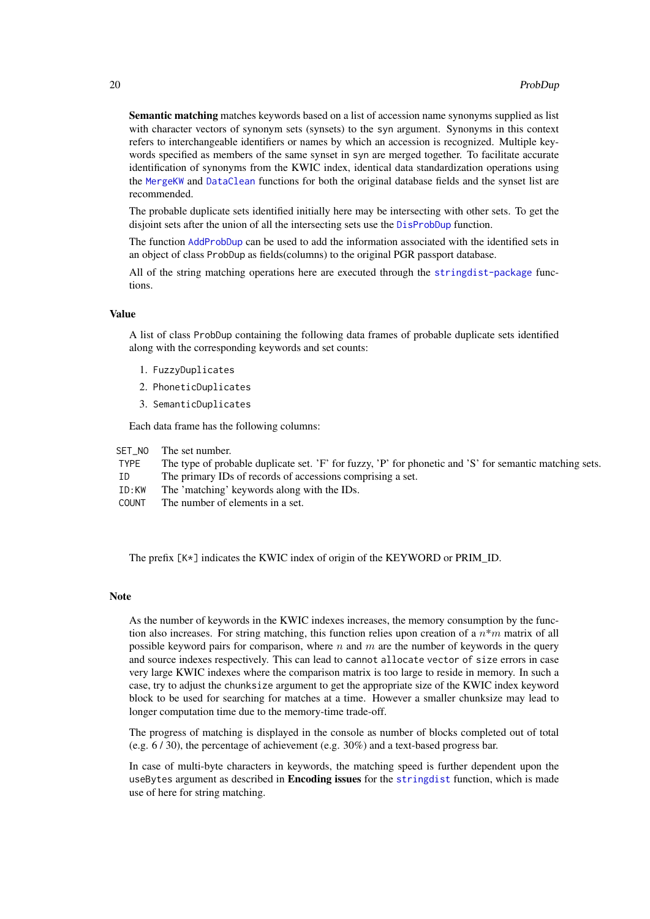**Semantic matching** matches keywords based on a list of accession name synonyms supplied as list with character vectors of synonym sets (synsets) to the `syn` argument. Synonyms in this context refers to interchangeable identifiers or names by which an accession is recognized. Multiple keywords specified as members of the same synset in `syn` are merged together. To facilitate accurate identification of synonyms from the KWIC index, identical data standardization operations using the `MergeKW` and `DataClean` functions for both the original database fields and the synset list are recommended.

The probable duplicate sets identified initially here may be intersecting with other sets. To get the disjoint sets after the union of all the intersecting sets use the `DisProbDup` function.

The function `AddProbDup` can be used to add the information associated with the identified sets in an object of class `ProbDup` as fields(columns) to the original PGR passport database.

All of the string matching operations here are executed through the `stringdist-package` functions.

### Value

A list of class `ProbDup` containing the following data frames of probable duplicate sets identified along with the corresponding keywords and set counts:

1. `FuzzyDuplicates`
2. `PhoneticDuplicates`
3. `SemanticDuplicates`

Each data frame has the following columns:

| | |
|---|---|
| `SET_NO` | The set number. |
| `TYPE` | The type of probable duplicate set. 'F' for fuzzy, 'P' for phonetic and 'S' for semantic matching sets. |
| `ID` | The primary IDs of records of accessions comprising a set. |
| `ID:KW` | The 'matching' keywords along with the IDs. |
| `COUNT` | The number of elements in a set. |

The prefix `[K*]` indicates the KWIC index of origin of the KEYWORD or PRIM_ID.

### Note

As the number of keywords in the KWIC indexes increases, the memory consumption by the function also increases. For string matching, this function relies upon creation of a $n*m$ matrix of all possible keyword pairs for comparison, where $n$ and $m$ are the number of keywords in the query and source indexes respectively. This can lead to `cannot allocate vector of size` errors in case very large KWIC indexes where the comparison matrix is too large to reside in memory. In such a case, try to adjust the `chunksize` argument to get the appropriate size of the KWIC index keyword block to be used for searching for matches at a time. However a smaller chunksize may lead to longer computation time due to the memory-time trade-off.

The progress of matching is displayed in the console as number of blocks completed out of total (e.g. 6 / 30), the percentage of achievement (e.g. 30%) and a text-based progress bar.

In case of multi-byte characters in keywords, the matching speed is further dependent upon the `useBytes` argument as described in **Encoding issues** for the `stringdist` function, which is made use of here for string matching.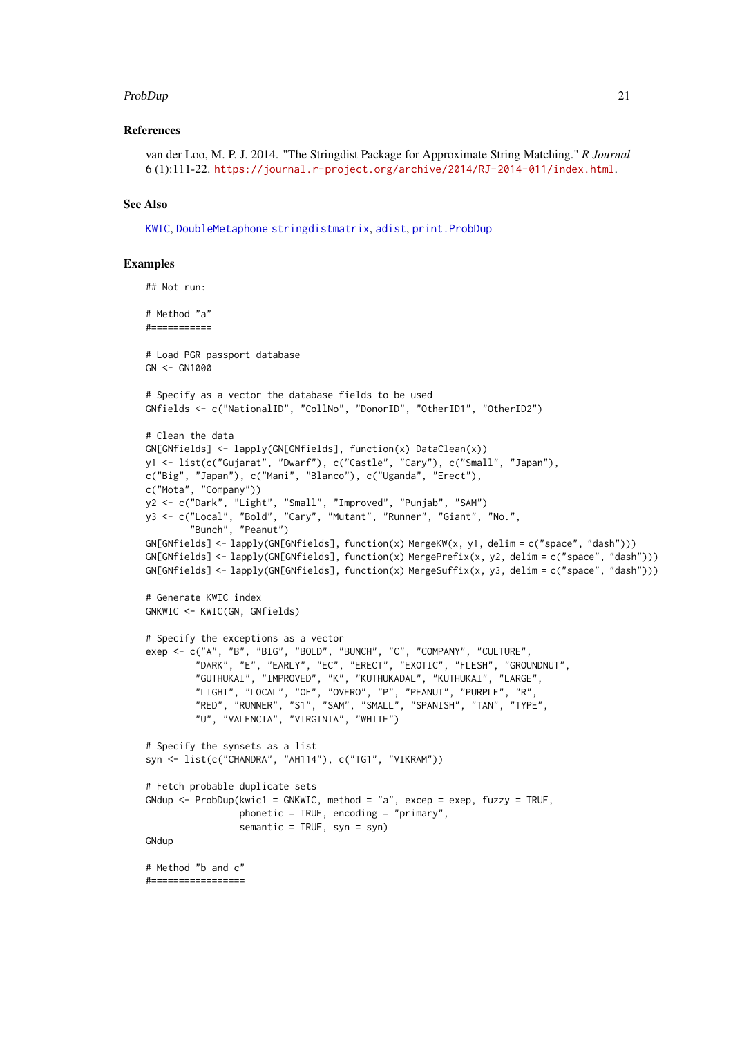### References

van der Loo, M. P. J. 2014. "The Stringdist Package for Approximate String Matching." *R Journal* 6 (1):111-22. https://journal.r-project.org/archive/2014/RJ-2014-011/index.html.

### See Also

KWIC, DoubleMetaphone stringdistmatrix, adist, print.ProbDup

### Examples

```
## Not run:

# Method "a"
#===========

# Load PGR passport database
GN <- GN1000

# Specify as a vector the database fields to be used
GNfields <- c("NationalID", "CollNo", "DonorID", "OtherID1", "OtherID2")

# Clean the data
GN[GNfields] <- lapply(GN[GNfields], function(x) DataClean(x))
y1 <- list(c("Gujarat", "Dwarf"), c("Castle", "Cary"), c("Small", "Japan"),
c("Big", "Japan"), c("Mani", "Blanco"), c("Uganda", "Erect"),
c("Mota", "Company"))
y2 <- c("Dark", "Light", "Small", "Improved", "Punjab", "SAM")
y3 <- c("Local", "Bold", "Cary", "Mutant", "Runner", "Giant", "No.",
        "Bunch", "Peanut")
GN[GNfields] <- lapply(GN[GNfields], function(x) MergeKW(x, y1, delim = c("space", "dash")))
GN[GNfields] <- lapply(GN[GNfields], function(x) MergePrefix(x, y2, delim = c("space", "dash")))
GN[GNfields] <- lapply(GN[GNfields], function(x) MergeSuffix(x, y3, delim = c("space", "dash")))

# Generate KWIC index
GNKWIC <- KWIC(GN, GNfields)

# Specify the exceptions as a vector
exep <- c("A", "B", "BIG", "BOLD", "BUNCH", "C", "COMPANY", "CULTURE",
         "DARK", "E", "EARLY", "EC", "ERECT", "EXOTIC", "FLESH", "GROUNDNUT",
         "GUTHUKAI", "IMPROVED", "K", "KUTHUKADAL", "KUTHUKAI", "LARGE",
         "LIGHT", "LOCAL", "OF", "OVERO", "P", "PEANUT", "PURPLE", "R",
         "RED", "RUNNER", "S1", "SAM", "SMALL", "SPANISH", "TAN", "TYPE",
         "U", "VALENCIA", "VIRGINIA", "WHITE")

# Specify the synsets as a list
syn <- list(c("CHANDRA", "AH114"), c("TG1", "VIKRAM"))

# Fetch probable duplicate sets
GNdup <- ProbDup(kwic1 = GNKWIC, method = "a", excep = exep, fuzzy = TRUE,
                 phonetic = TRUE, encoding = "primary",
                 semantic = TRUE, syn = syn)
GNdup

# Method "b and c"
#=================
```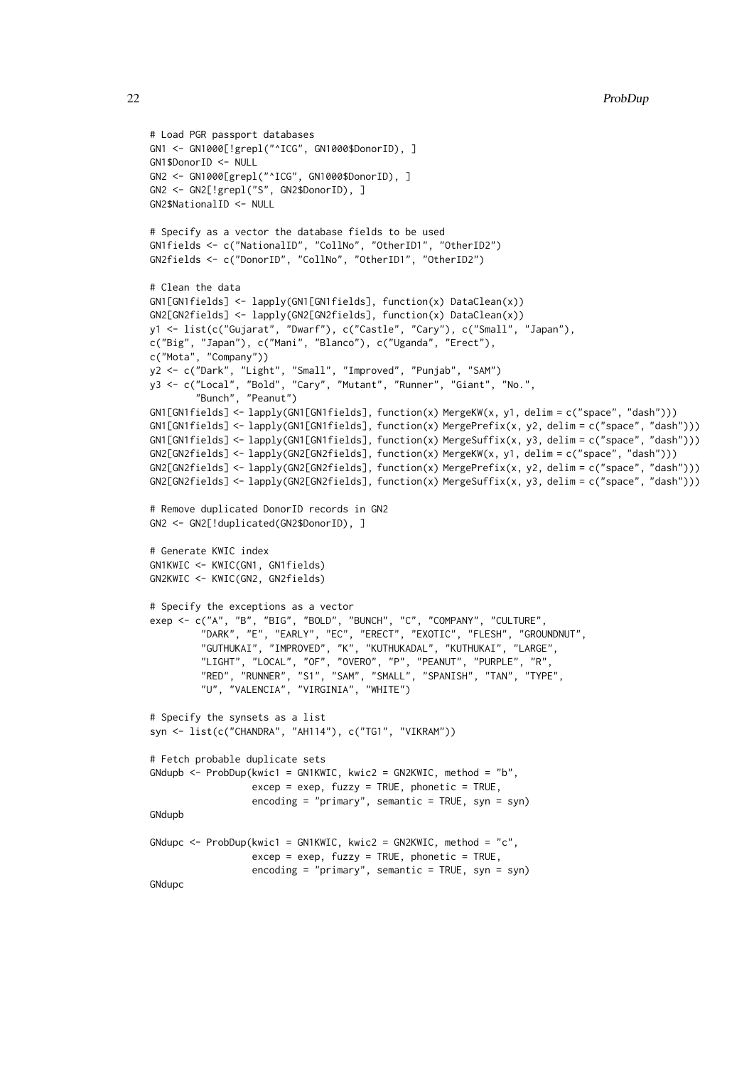```
# Load PGR passport databases
GN1 <- GN1000[!grepl("^ICG", GN1000$DonorID), ]
GN1$DonorID <- NULL
GN2 <- GN1000[grepl("^ICG", GN1000$DonorID), ]
GN2 <- GN2[!grepl("S", GN2$DonorID), ]
GN2$NationalID <- NULL

# Specify as a vector the database fields to be used
GN1fields <- c("NationalID", "CollNo", "OtherID1", "OtherID2")
GN2fields <- c("DonorID", "CollNo", "OtherID1", "OtherID2")

# Clean the data
GN1[GN1fields] <- lapply(GN1[GN1fields], function(x) DataClean(x))
GN2[GN2fields] <- lapply(GN2[GN2fields], function(x) DataClean(x))
y1 <- list(c("Gujarat", "Dwarf"), c("Castle", "Cary"), c("Small", "Japan"),
c("Big", "Japan"), c("Mani", "Blanco"), c("Uganda", "Erect"),
c("Mota", "Company"))
y2 <- c("Dark", "Light", "Small", "Improved", "Punjab", "SAM")
y3 <- c("Local", "Bold", "Cary", "Mutant", "Runner", "Giant", "No.",
        "Bunch", "Peanut")
GN1[GN1fields] <- lapply(GN1[GN1fields], function(x) MergeKW(x, y1, delim = c("space", "dash")))
GN1[GN1fields] <- lapply(GN1[GN1fields], function(x) MergePrefix(x, y2, delim = c("space", "dash")))
GN1[GN1fields] <- lapply(GN1[GN1fields], function(x) MergeSuffix(x, y3, delim = c("space", "dash")))
GN2[GN2fields] <- lapply(GN2[GN2fields], function(x) MergeKW(x, y1, delim = c("space", "dash")))
GN2[GN2fields] <- lapply(GN2[GN2fields], function(x) MergePrefix(x, y2, delim = c("space", "dash")))
GN2[GN2fields] <- lapply(GN2[GN2fields], function(x) MergeSuffix(x, y3, delim = c("space", "dash")))

# Remove duplicated DonorID records in GN2
GN2 <- GN2[!duplicated(GN2$DonorID), ]

# Generate KWIC index
GN1KWIC <- KWIC(GN1, GN1fields)
GN2KWIC <- KWIC(GN2, GN2fields)

# Specify the exceptions as a vector
exep <- c("A", "B", "BIG", "BOLD", "BUNCH", "C", "COMPANY", "CULTURE",
         "DARK", "E", "EARLY", "EC", "ERECT", "EXOTIC", "FLESH", "GROUNDNUT",
         "GUTHUKAI", "IMPROVED", "K", "KUTHUKADAL", "KUTHUKAI", "LARGE",
         "LIGHT", "LOCAL", "OF", "OVERO", "P", "PEANUT", "PURPLE", "R",
         "RED", "RUNNER", "S1", "SAM", "SMALL", "SPANISH", "TAN", "TYPE",
         "U", "VALENCIA", "VIRGINIA", "WHITE")

# Specify the synsets as a list
syn <- list(c("CHANDRA", "AH114"), c("TG1", "VIKRAM"))

# Fetch probable duplicate sets
GNdupb <- ProbDup(kwic1 = GN1KWIC, kwic2 = GN2KWIC, method = "b",
                  excep = exep, fuzzy = TRUE, phonetic = TRUE,
                  encoding = "primary", semantic = TRUE, syn = syn)
GNdupb

GNdupc <- ProbDup(kwic1 = GN1KWIC, kwic2 = GN2KWIC, method = "c",
                  excep = exep, fuzzy = TRUE, phonetic = TRUE,
                  encoding = "primary", semantic = TRUE, syn = syn)
GNdupc
```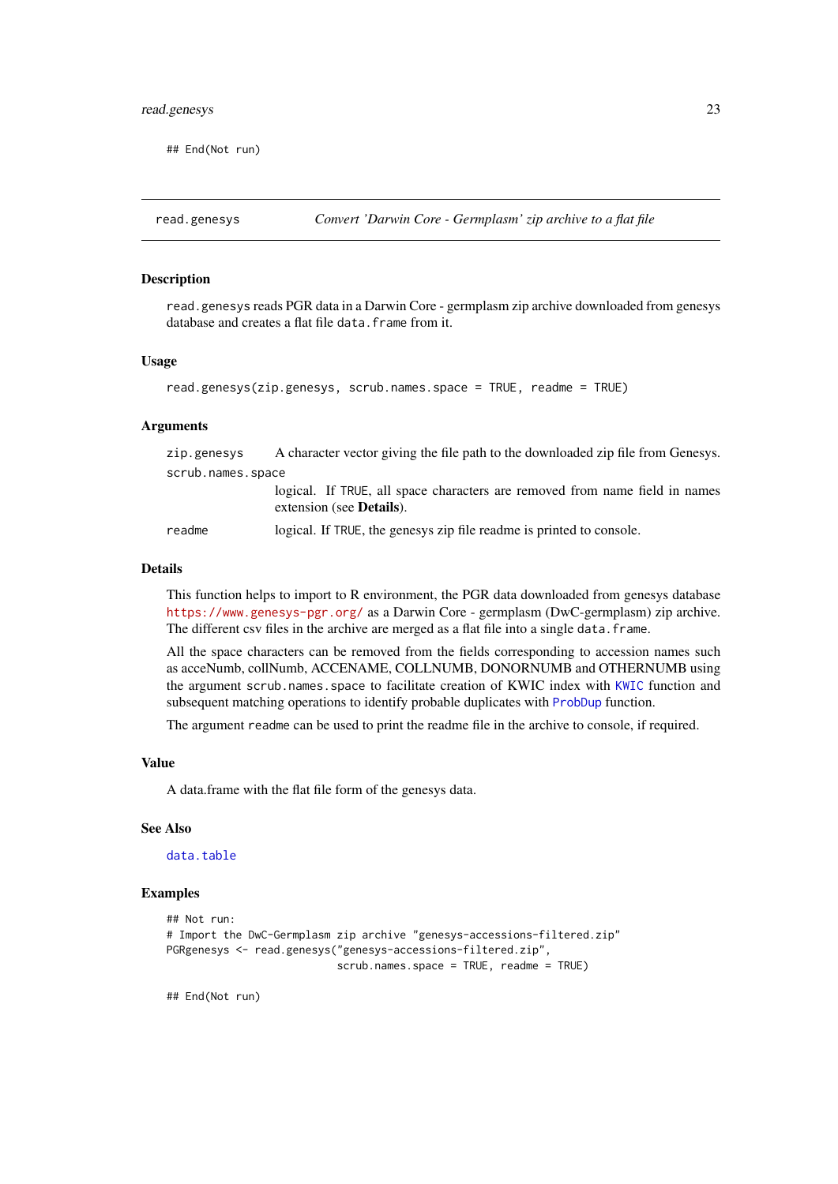```
## End(Not run)
```

---

`read.genesys` — *Convert 'Darwin Core - Germplasm' zip archive to a flat file*

---

### Description

`read.genesys` reads PGR data in a Darwin Core - germplasm zip archive downloaded from genesys database and creates a flat file `data.frame` from it.

### Usage

```
read.genesys(zip.genesys, scrub.names.space = TRUE, readme = TRUE)
```

### Arguments

| | |
|---|---|
| `zip.genesys` | A character vector giving the file path to the downloaded zip file from Genesys. |
| `scrub.names.space` | logical. If `TRUE`, all space characters are removed from name field in names extension (see **Details**). |
| `readme` | logical. If `TRUE`, the genesys zip file readme is printed to console. |

### Details

This function helps to import to R environment, the PGR data downloaded from genesys database https://www.genesys-pgr.org/ as a Darwin Core - germplasm (DwC-germplasm) zip archive. The different csv files in the archive are merged as a flat file into a single `data.frame`.

All the space characters can be removed from the fields corresponding to accession names such as acceNumb, collNumb, ACCENAME, COLLNUMB, DONORNUMB and OTHERNUMB using the argument `scrub.names.space` to facilitate creation of KWIC index with `KWIC` function and subsequent matching operations to identify probable duplicates with `ProbDup` function.

The argument `readme` can be used to print the readme file in the archive to console, if required.

### Value

A data.frame with the flat file form of the genesys data.

### See Also

`data.table`

### Examples

```
## Not run:
# Import the DwC-Germplasm zip archive "genesys-accessions-filtered.zip"
PGRgenesys <- read.genesys("genesys-accessions-filtered.zip",
                           scrub.names.space = TRUE, readme = TRUE)

## End(Not run)
```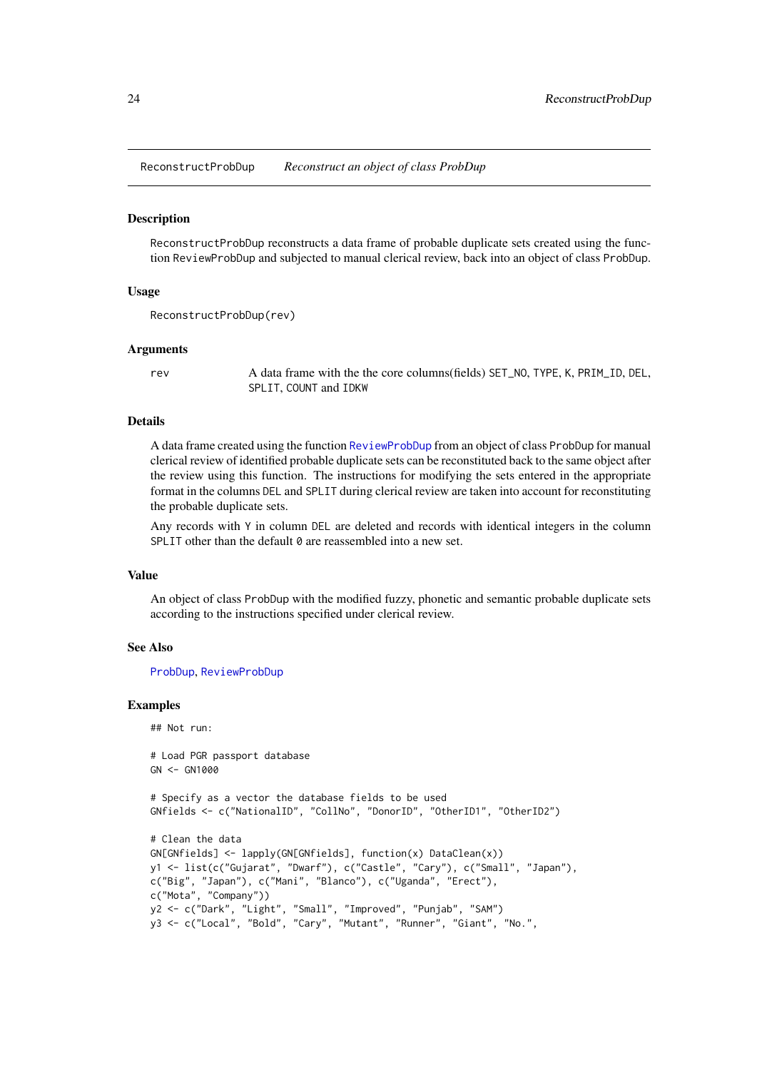ReconstructProbDup *Reconstruct an object of class ProbDup*

## Description

ReconstructProbDup reconstructs a data frame of probable duplicate sets created using the function ReviewProbDup and subjected to manual clerical review, back into an object of class ProbDup.

## Usage

```
ReconstructProbDup(rev)
```

## Arguments

| | |
|---|---|
| rev | A data frame with the the core columns(fields) SET_NO, TYPE, K, PRIM_ID, DEL, SPLIT, COUNT and IDKW |

## Details

A data frame created using the function ReviewProbDup from an object of class ProbDup for manual clerical review of identified probable duplicate sets can be reconstituted back to the same object after the review using this function. The instructions for modifying the sets entered in the appropriate format in the columns DEL and SPLIT during clerical review are taken into account for reconstituting the probable duplicate sets.

Any records with Y in column DEL are deleted and records with identical integers in the column SPLIT other than the default 0 are reassembled into a new set.

## Value

An object of class ProbDup with the modified fuzzy, phonetic and semantic probable duplicate sets according to the instructions specified under clerical review.

## See Also

ProbDup, ReviewProbDup

## Examples

```
## Not run:

# Load PGR passport database
GN <- GN1000

# Specify as a vector the database fields to be used
GNfields <- c("NationalID", "CollNo", "DonorID", "OtherID1", "OtherID2")

# Clean the data
GN[GNfields] <- lapply(GN[GNfields], function(x) DataClean(x))
y1 <- list(c("Gujarat", "Dwarf"), c("Castle", "Cary"), c("Small", "Japan"),
c("Big", "Japan"), c("Mani", "Blanco"), c("Uganda", "Erect"),
c("Mota", "Company"))
y2 <- c("Dark", "Light", "Small", "Improved", "Punjab", "SAM")
y3 <- c("Local", "Bold", "Cary", "Mutant", "Runner", "Giant", "No.",
```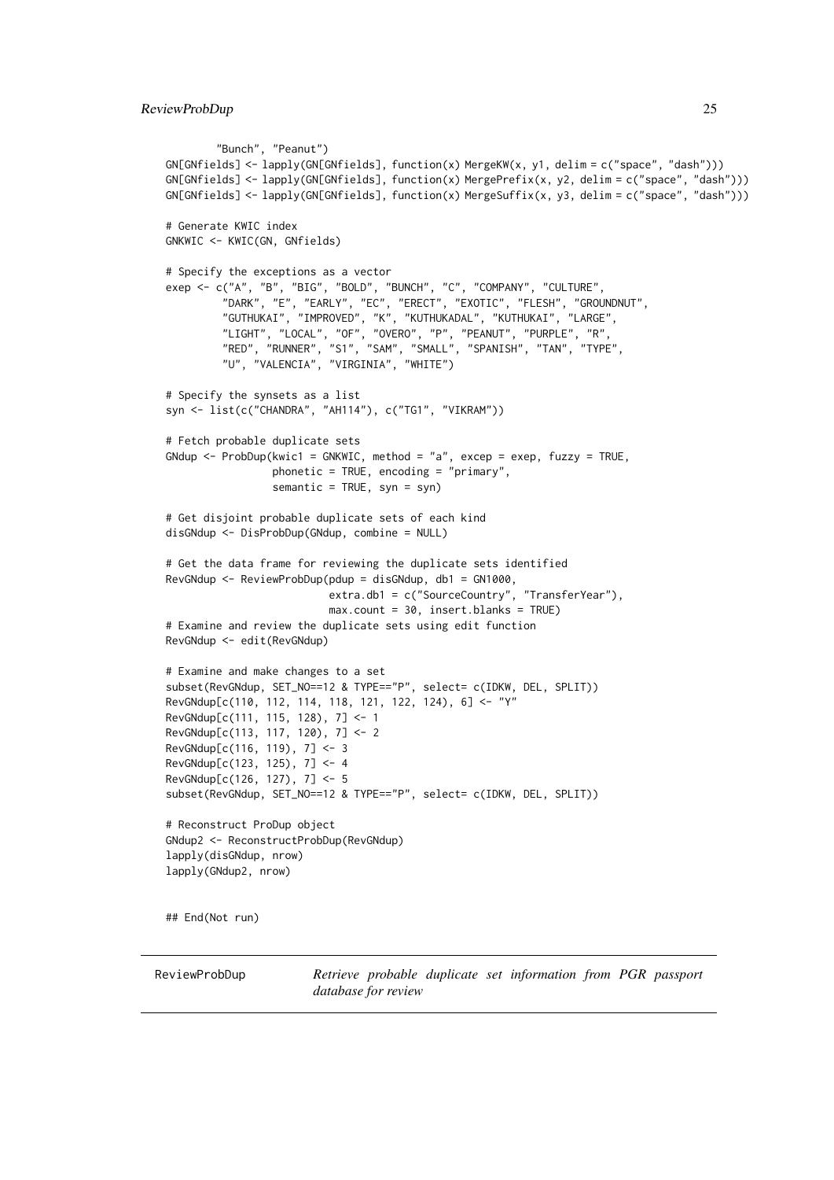```
        "Bunch", "Peanut")
GN[GNfields] <- lapply(GN[GNfields], function(x) MergeKW(x, y1, delim = c("space", "dash")))
GN[GNfields] <- lapply(GN[GNfields], function(x) MergePrefix(x, y2, delim = c("space", "dash")))
GN[GNfields] <- lapply(GN[GNfields], function(x) MergeSuffix(x, y3, delim = c("space", "dash")))

# Generate KWIC index
GNKWIC <- KWIC(GN, GNfields)

# Specify the exceptions as a vector
exep <- c("A", "B", "BIG", "BOLD", "BUNCH", "C", "COMPANY", "CULTURE",
          "DARK", "E", "EARLY", "EC", "ERECT", "EXOTIC", "FLESH", "GROUNDNUT",
          "GUTHUKAI", "IMPROVED", "K", "KUTHUKADAL", "KUTHUKAI", "LARGE",
          "LIGHT", "LOCAL", "OF", "OVERO", "P", "PEANUT", "PURPLE", "R",
          "RED", "RUNNER", "S1", "SAM", "SMALL", "SPANISH", "TAN", "TYPE",
          "U", "VALENCIA", "VIRGINIA", "WHITE")

# Specify the synsets as a list
syn <- list(c("CHANDRA", "AH114"), c("TG1", "VIKRAM"))

# Fetch probable duplicate sets
GNdup <- ProbDup(kwic1 = GNKWIC, method = "a", excep = exep, fuzzy = TRUE,
                 phonetic = TRUE, encoding = "primary",
                 semantic = TRUE, syn = syn)

# Get disjoint probable duplicate sets of each kind
disGNdup <- DisProbDup(GNdup, combine = NULL)

# Get the data frame for reviewing the duplicate sets identified
RevGNdup <- ReviewProbDup(pdup = disGNdup, db1 = GN1000,
                          extra.db1 = c("SourceCountry", "TransferYear"),
                          max.count = 30, insert.blanks = TRUE)
# Examine and review the duplicate sets using edit function
RevGNdup <- edit(RevGNdup)

# Examine and make changes to a set
subset(RevGNdup, SET_NO==12 & TYPE=="P", select= c(IDKW, DEL, SPLIT))
RevGNdup[c(110, 112, 114, 118, 121, 122, 124), 6] <- "Y"
RevGNdup[c(111, 115, 128), 7] <- 1
RevGNdup[c(113, 117, 120), 7] <- 2
RevGNdup[c(116, 119), 7] <- 3
RevGNdup[c(123, 125), 7] <- 4
RevGNdup[c(126, 127), 7] <- 5
subset(RevGNdup, SET_NO==12 & TYPE=="P", select= c(IDKW, DEL, SPLIT))

# Reconstruct ProDup object
GNdup2 <- ReconstructProbDup(RevGNdup)
lapply(disGNdup, nrow)
lapply(GNdup2, nrow)


## End(Not run)
```

---

ReviewProbDup — *Retrieve probable duplicate set information from PGR passport database for review*

---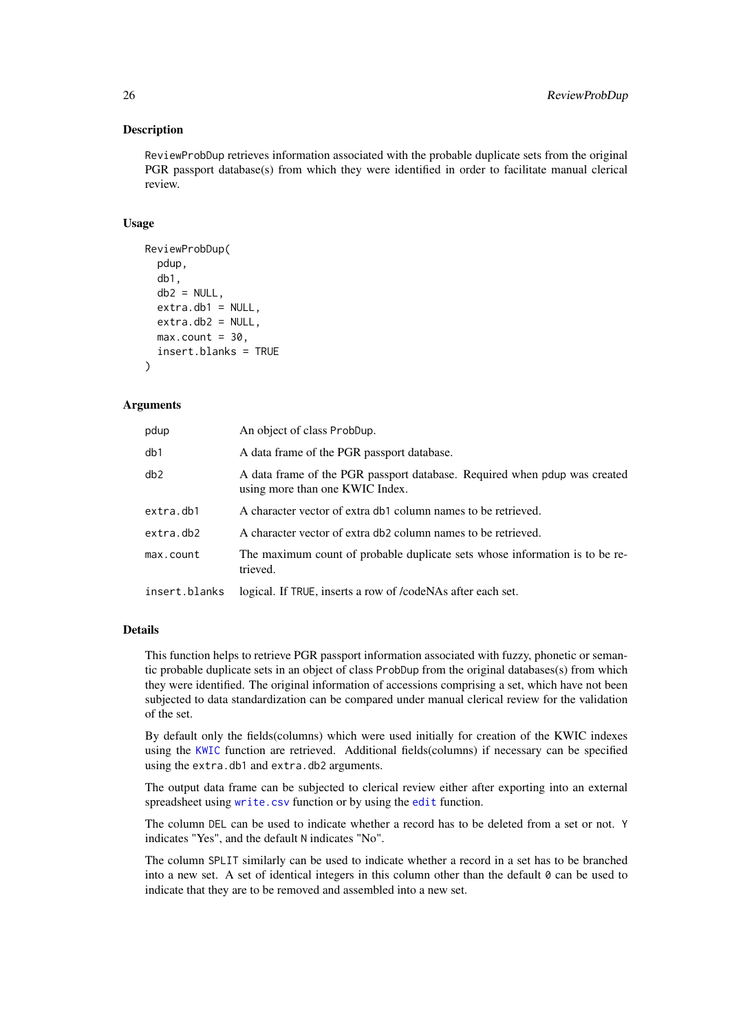### Description

`ReviewProbDup` retrieves information associated with the probable duplicate sets from the original PGR passport database(s) from which they were identified in order to facilitate manual clerical review.

### Usage

```
ReviewProbDup(
  pdup,
  db1,
  db2 = NULL,
  extra.db1 = NULL,
  extra.db2 = NULL,
  max.count = 30,
  insert.blanks = TRUE
)
```

### Arguments

| | |
|---|---|
| `pdup` | An object of class `ProbDup`. |
| `db1` | A data frame of the PGR passport database. |
| `db2` | A data frame of the PGR passport database. Required when `pdup` was created using more than one KWIC Index. |
| `extra.db1` | A character vector of extra `db1` column names to be retrieved. |
| `extra.db2` | A character vector of extra `db2` column names to be retrieved. |
| `max.count` | The maximum count of probable duplicate sets whose information is to be retrieved. |
| `insert.blanks` | logical. If `TRUE`, inserts a row of /codeNAs after each set. |

### Details

This function helps to retrieve PGR passport information associated with fuzzy, phonetic or semantic probable duplicate sets in an object of class `ProbDup` from the original databases(s) from which they were identified. The original information of accessions comprising a set, which have not been subjected to data standardization can be compared under manual clerical review for the validation of the set.

By default only the fields(columns) which were used initially for creation of the KWIC indexes using the `KWIC` function are retrieved. Additional fields(columns) if necessary can be specified using the `extra.db1` and `extra.db2` arguments.

The output data frame can be subjected to clerical review either after exporting into an external spreadsheet using `write.csv` function or by using the `edit` function.

The column `DEL` can be used to indicate whether a record has to be deleted from a set or not. `Y` indicates "Yes", and the default `N` indicates "No".

The column `SPLIT` similarly can be used to indicate whether a record in a set has to be branched into a new set. A set of identical integers in this column other than the default `0` can be used to indicate that they are to be removed and assembled into a new set.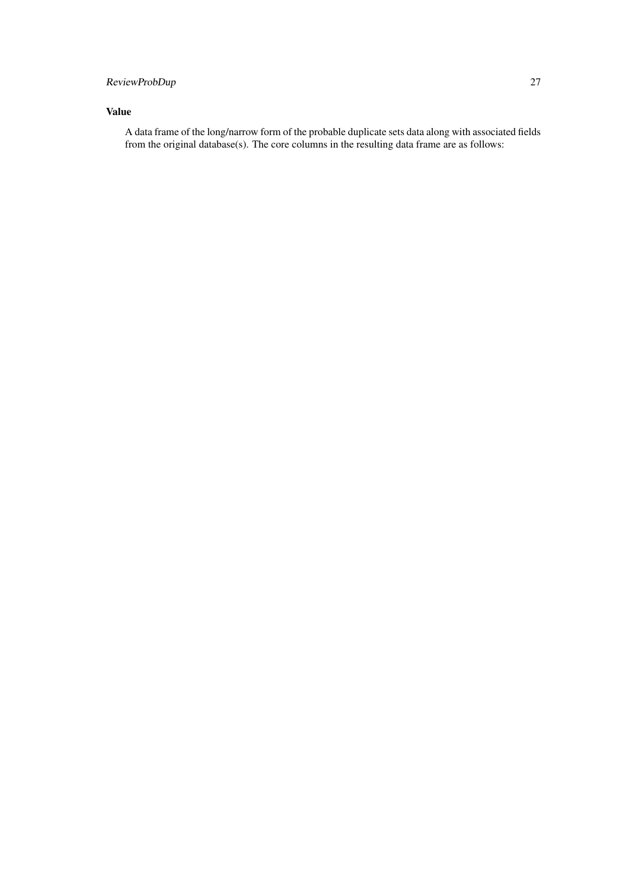## Value

A data frame of the long/narrow form of the probable duplicate sets data along with associated fields from the original database(s). The core columns in the resulting data frame are as follows: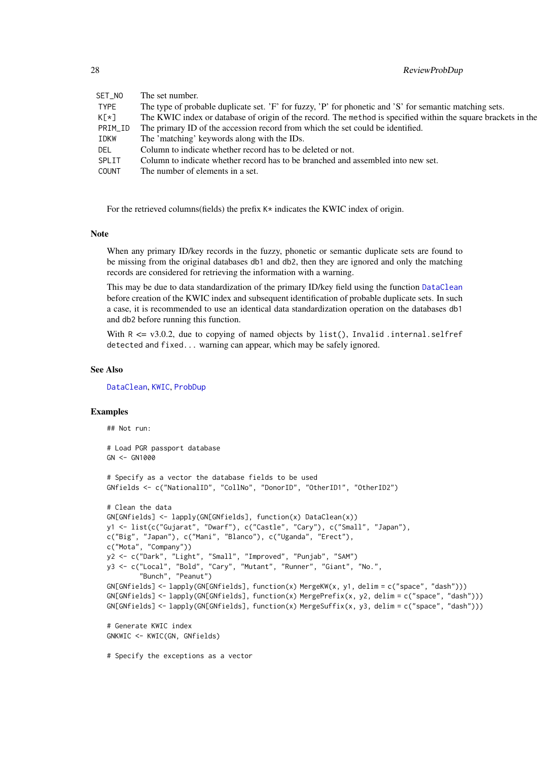| | |
|---|---|
| `SET_NO` | The set number. |
| `TYPE` | The type of probable duplicate set. 'F' for fuzzy, 'P' for phonetic and 'S' for semantic matching sets. |
| `K[*]` | The KWIC index or database of origin of the record. The method is specified within the square brackets in the |
| `PRIM_ID` | The primary ID of the accession record from which the set could be identified. |
| `IDKW` | The 'matching' keywords along with the IDs. |
| `DEL` | Column to indicate whether record has to be deleted or not. |
| `SPLIT` | Column to indicate whether record has to be branched and assembled into new set. |
| `COUNT` | The number of elements in a set. |

For the retrieved columns(fields) the prefix `K*` indicates the KWIC index of origin.

## Note

When any primary ID/key records in the fuzzy, phonetic or semantic duplicate sets are found to be missing from the original databases `db1` and `db2`, then they are ignored and only the matching records are considered for retrieving the information with a warning.

This may be due to data standardization of the primary ID/key field using the function `DataClean` before creation of the KWIC index and subsequent identification of probable duplicate sets. In such a case, it is recommended to use an identical data standardization operation on the databases `db1` and `db2` before running this function.

With `R` <= v3.0.2, due to copying of named objects by `list()`, `Invalid .internal.selfref detected` and `fixed...` warning can appear, which may be safely ignored.

## See Also

`DataClean`, `KWIC`, `ProbDup`

## Examples

```
## Not run:

# Load PGR passport database
GN <- GN1000

# Specify as a vector the database fields to be used
GNfields <- c("NationalID", "CollNo", "DonorID", "OtherID1", "OtherID2")

# Clean the data
GN[GNfields] <- lapply(GN[GNfields], function(x) DataClean(x))
y1 <- list(c("Gujarat", "Dwarf"), c("Castle", "Cary"), c("Small", "Japan"),
c("Big", "Japan"), c("Mani", "Blanco"), c("Uganda", "Erect"),
c("Mota", "Company"))
y2 <- c("Dark", "Light", "Small", "Improved", "Punjab", "SAM")
y3 <- c("Local", "Bold", "Cary", "Mutant", "Runner", "Giant", "No.",
        "Bunch", "Peanut")
GN[GNfields] <- lapply(GN[GNfields], function(x) MergeKW(x, y1, delim = c("space", "dash")))
GN[GNfields] <- lapply(GN[GNfields], function(x) MergePrefix(x, y2, delim = c("space", "dash")))
GN[GNfields] <- lapply(GN[GNfields], function(x) MergeSuffix(x, y3, delim = c("space", "dash")))

# Generate KWIC index
GNKWIC <- KWIC(GN, GNfields)

# Specify the exceptions as a vector
```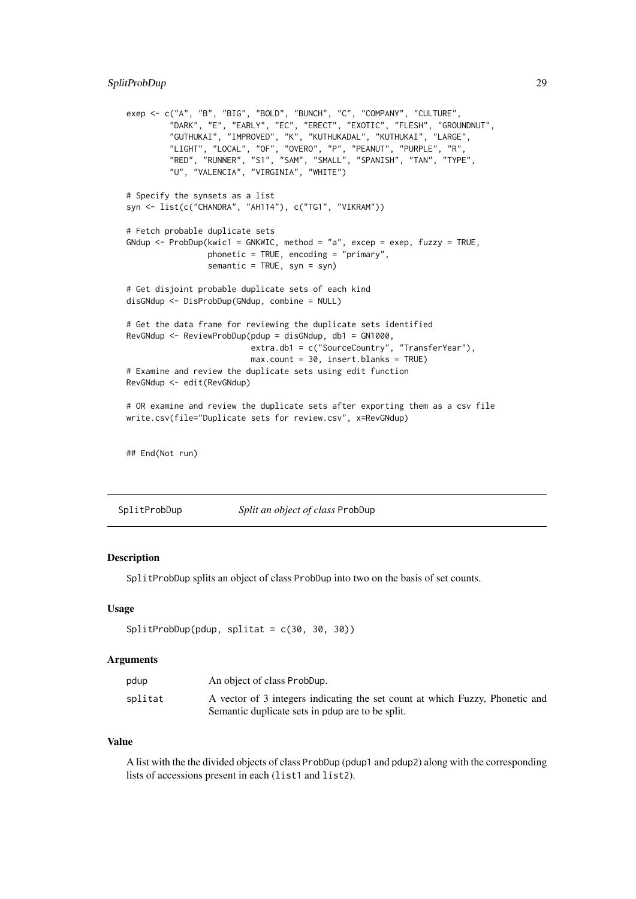```
exep <- c("A", "B", "BIG", "BOLD", "BUNCH", "C", "COMPANY", "CULTURE",
         "DARK", "E", "EARLY", "EC", "ERECT", "EXOTIC", "FLESH", "GROUNDNUT",
         "GUTHUKAI", "IMPROVED", "K", "KUTHUKADAL", "KUTHUKAI", "LARGE",
         "LIGHT", "LOCAL", "OF", "OVERO", "P", "PEANUT", "PURPLE", "R",
         "RED", "RUNNER", "S1", "SAM", "SMALL", "SPANISH", "TAN", "TYPE",
         "U", "VALENCIA", "VIRGINIA", "WHITE")

# Specify the synsets as a list
syn <- list(c("CHANDRA", "AH114"), c("TG1", "VIKRAM"))

# Fetch probable duplicate sets
GNdup <- ProbDup(kwic1 = GNKWIC, method = "a", excep = exep, fuzzy = TRUE,
                 phonetic = TRUE, encoding = "primary",
                 semantic = TRUE, syn = syn)

# Get disjoint probable duplicate sets of each kind
disGNdup <- DisProbDup(GNdup, combine = NULL)

# Get the data frame for reviewing the duplicate sets identified
RevGNdup <- ReviewProbDup(pdup = disGNdup, db1 = GN1000,
                          extra.db1 = c("SourceCountry", "TransferYear"),
                          max.count = 30, insert.blanks = TRUE)
# Examine and review the duplicate sets using edit function
RevGNdup <- edit(RevGNdup)

# OR examine and review the duplicate sets after exporting them as a csv file
write.csv(file="Duplicate sets for review.csv", x=RevGNdup)


## End(Not run)
```

## SplitProbDup    *Split an object of class* ProbDup

### Description

SplitProbDup splits an object of class ProbDup into two on the basis of set counts.

### Usage

```
SplitProbDup(pdup, splitat = c(30, 30, 30))
```

### Arguments

| | |
|---|---|
| pdup | An object of class ProbDup. |
| splitat | A vector of 3 integers indicating the set count at which Fuzzy, Phonetic and Semantic duplicate sets in pdup are to be split. |

### Value

A list with the the divided objects of class ProbDup (pdup1 and pdup2) along with the corresponding lists of accessions present in each (list1 and list2).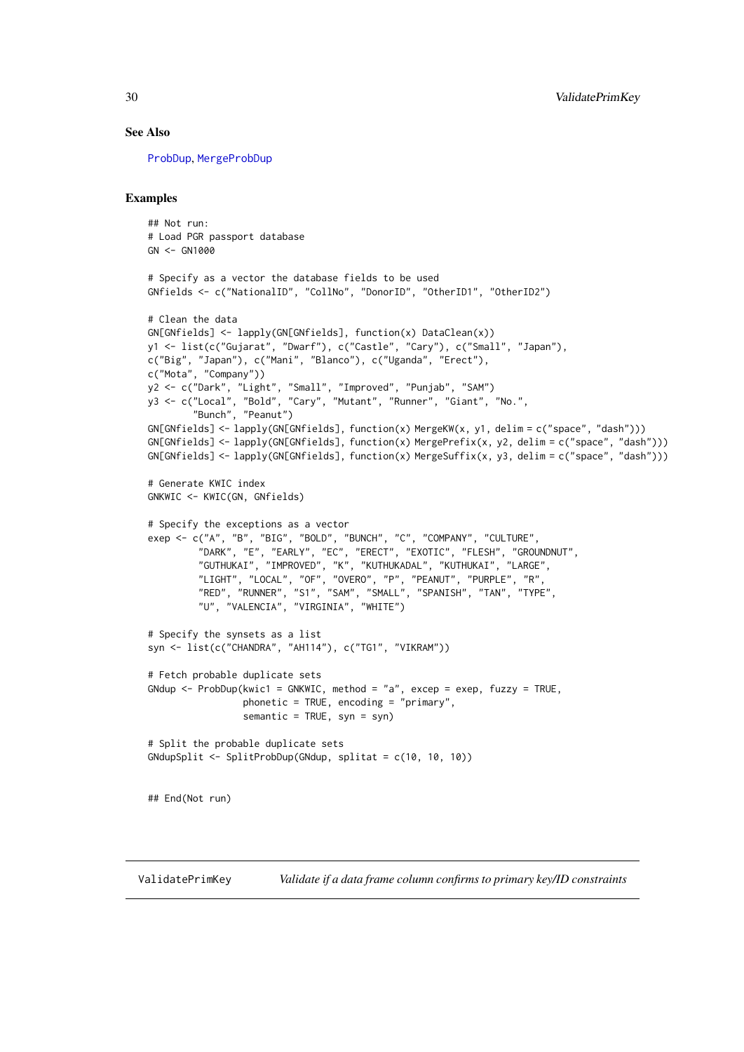## See Also

ProbDup, MergeProbDup

## Examples

```
## Not run:
# Load PGR passport database
GN <- GN1000

# Specify as a vector the database fields to be used
GNfields <- c("NationalID", "CollNo", "DonorID", "OtherID1", "OtherID2")

# Clean the data
GN[GNfields] <- lapply(GN[GNfields], function(x) DataClean(x))
y1 <- list(c("Gujarat", "Dwarf"), c("Castle", "Cary"), c("Small", "Japan"),
c("Big", "Japan"), c("Mani", "Blanco"), c("Uganda", "Erect"),
c("Mota", "Company"))
y2 <- c("Dark", "Light", "Small", "Improved", "Punjab", "SAM")
y3 <- c("Local", "Bold", "Cary", "Mutant", "Runner", "Giant", "No.",
        "Bunch", "Peanut")
GN[GNfields] <- lapply(GN[GNfields], function(x) MergeKW(x, y1, delim = c("space", "dash")))
GN[GNfields] <- lapply(GN[GNfields], function(x) MergePrefix(x, y2, delim = c("space", "dash")))
GN[GNfields] <- lapply(GN[GNfields], function(x) MergeSuffix(x, y3, delim = c("space", "dash")))

# Generate KWIC index
GNKWIC <- KWIC(GN, GNfields)

# Specify the exceptions as a vector
exep <- c("A", "B", "BIG", "BOLD", "BUNCH", "C", "COMPANY", "CULTURE",
         "DARK", "E", "EARLY", "EC", "ERECT", "EXOTIC", "FLESH", "GROUNDNUT",
         "GUTHUKAI", "IMPROVED", "K", "KUTHUKADAL", "KUTHUKAI", "LARGE",
         "LIGHT", "LOCAL", "OF", "OVERO", "P", "PEANUT", "PURPLE", "R",
         "RED", "RUNNER", "S1", "SAM", "SMALL", "SPANISH", "TAN", "TYPE",
         "U", "VALENCIA", "VIRGINIA", "WHITE")

# Specify the synsets as a list
syn <- list(c("CHANDRA", "AH114"), c("TG1", "VIKRAM"))

# Fetch probable duplicate sets
GNdup <- ProbDup(kwic1 = GNKWIC, method = "a", excep = exep, fuzzy = TRUE,
                 phonetic = TRUE, encoding = "primary",
                 semantic = TRUE, syn = syn)

# Split the probable duplicate sets
GNdupSplit <- SplitProbDup(GNdup, splitat = c(10, 10, 10))


## End(Not run)
```

---

ValidatePrimKey &nbsp;&nbsp;&nbsp; *Validate if a data frame column confirms to primary key/ID constraints*

---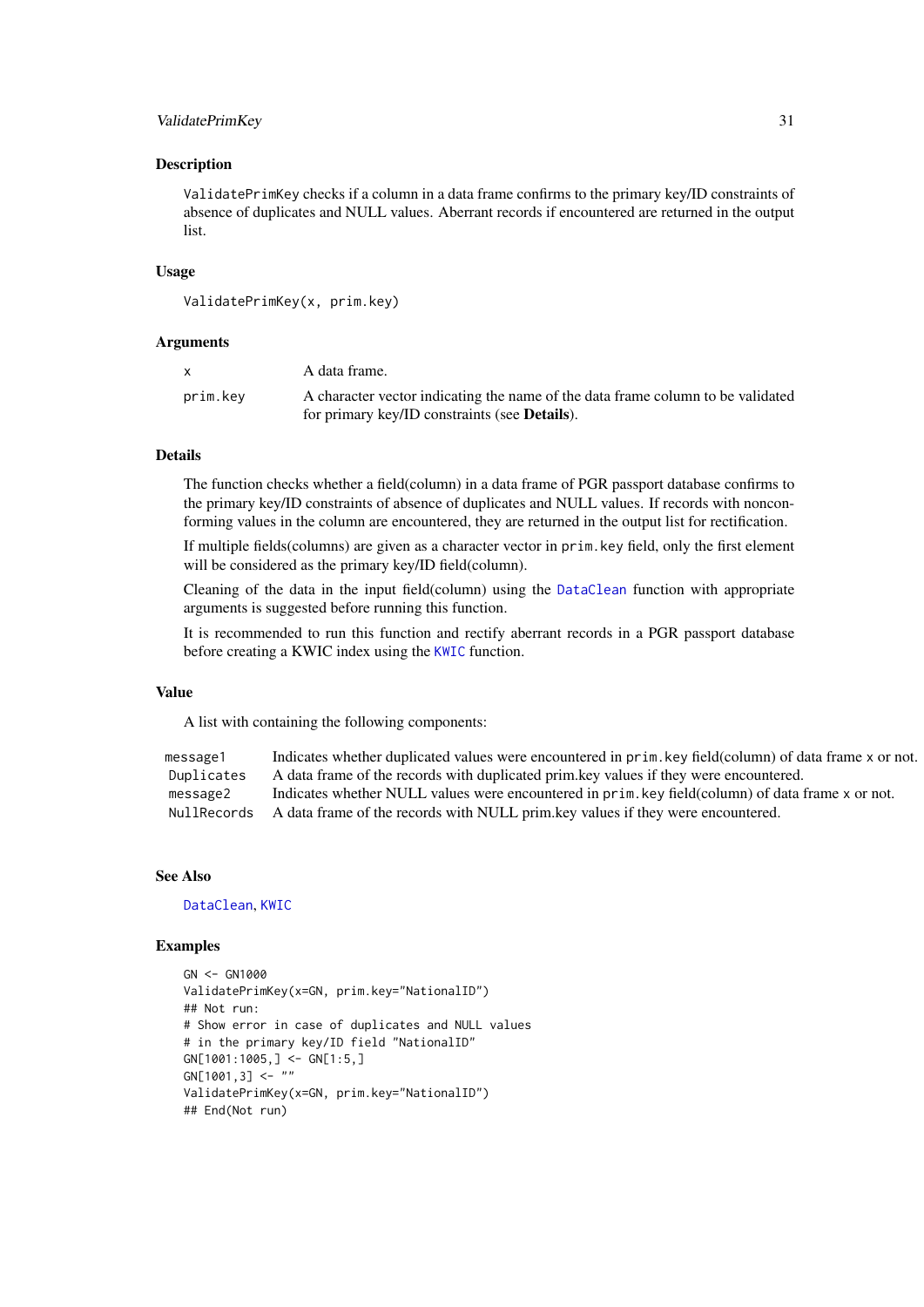## Description

ValidatePrimKey checks if a column in a data frame confirms to the primary key/ID constraints of absence of duplicates and NULL values. Aberrant records if encountered are returned in the output list.

## Usage

```
ValidatePrimKey(x, prim.key)
```

## Arguments

| | |
|---|---|
| x | A data frame. |
| prim.key | A character vector indicating the name of the data frame column to be validated for primary key/ID constraints (see **Details**). |

## Details

The function checks whether a field(column) in a data frame of PGR passport database confirms to the primary key/ID constraints of absence of duplicates and NULL values. If records with nonconforming values in the column are encountered, they are returned in the output list for rectification.

If multiple fields(columns) are given as a character vector in `prim.key` field, only the first element will be considered as the primary key/ID field(column).

Cleaning of the data in the input field(column) using the `DataClean` function with appropriate arguments is suggested before running this function.

It is recommended to run this function and rectify aberrant records in a PGR passport database before creating a KWIC index using the `KWIC` function.

## Value

A list with containing the following components:

| | |
|---|---|
| message1 | Indicates whether duplicated values were encountered in `prim.key` field(column) of data frame `x` or not. |
| Duplicates | A data frame of the records with duplicated prim.key values if they were encountered. |
| message2 | Indicates whether NULL values were encountered in `prim.key` field(column) of data frame `x` or not. |
| NullRecords | A data frame of the records with NULL prim.key values if they were encountered. |

## See Also

`DataClean`, `KWIC`

## Examples

```
GN <- GN1000
ValidatePrimKey(x=GN, prim.key="NationalID")
## Not run:
# Show error in case of duplicates and NULL values
# in the primary key/ID field "NationalID"
GN[1001:1005,] <- GN[1:5,]
GN[1001,3] <- ""
ValidatePrimKey(x=GN, prim.key="NationalID")
## End(Not run)
```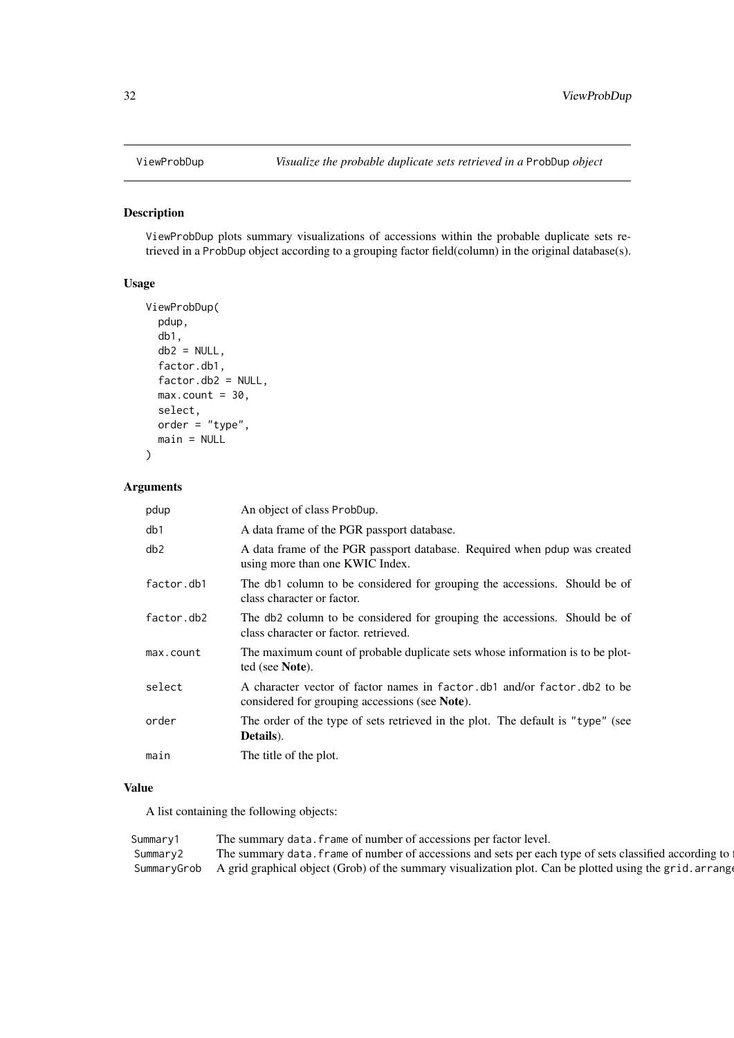ViewProbDup — *Visualize the probable duplicate sets retrieved in a* ProbDup *object*

## Description

ViewProbDup plots summary visualizations of accessions within the probable duplicate sets retrieved in a ProbDup object according to a grouping factor field(column) in the original database(s).

## Usage

```
ViewProbDup(
  pdup,
  db1,
  db2 = NULL,
  factor.db1,
  factor.db2 = NULL,
  max.count = 30,
  select,
  order = "type",
  main = NULL
)
```

## Arguments

| | |
|---|---|
| pdup | An object of class ProbDup. |
| db1 | A data frame of the PGR passport database. |
| db2 | A data frame of the PGR passport database. Required when pdup was created using more than one KWIC Index. |
| factor.db1 | The db1 column to be considered for grouping the accessions. Should be of class character or factor. |
| factor.db2 | The db2 column to be considered for grouping the accessions. Should be of class character or factor. retrieved. |
| max.count | The maximum count of probable duplicate sets whose information is to be plotted (see **Note**). |
| select | A character vector of factor names in factor.db1 and/or factor.db2 to be considered for grouping accessions (see **Note**). |
| order | The order of the type of sets retrieved in the plot. The default is "type" (see **Details**). |
| main | The title of the plot. |

## Value

A list containing the following objects:

| | |
|---|---|
| Summary1 | The summary data.frame of number of accessions per factor level. |
| Summary2 | The summary data.frame of number of accessions and sets per each type of sets classified according to t |
| SummaryGrob | A grid graphical object (Grob) of the summary visualization plot. Can be plotted using the grid.arrange |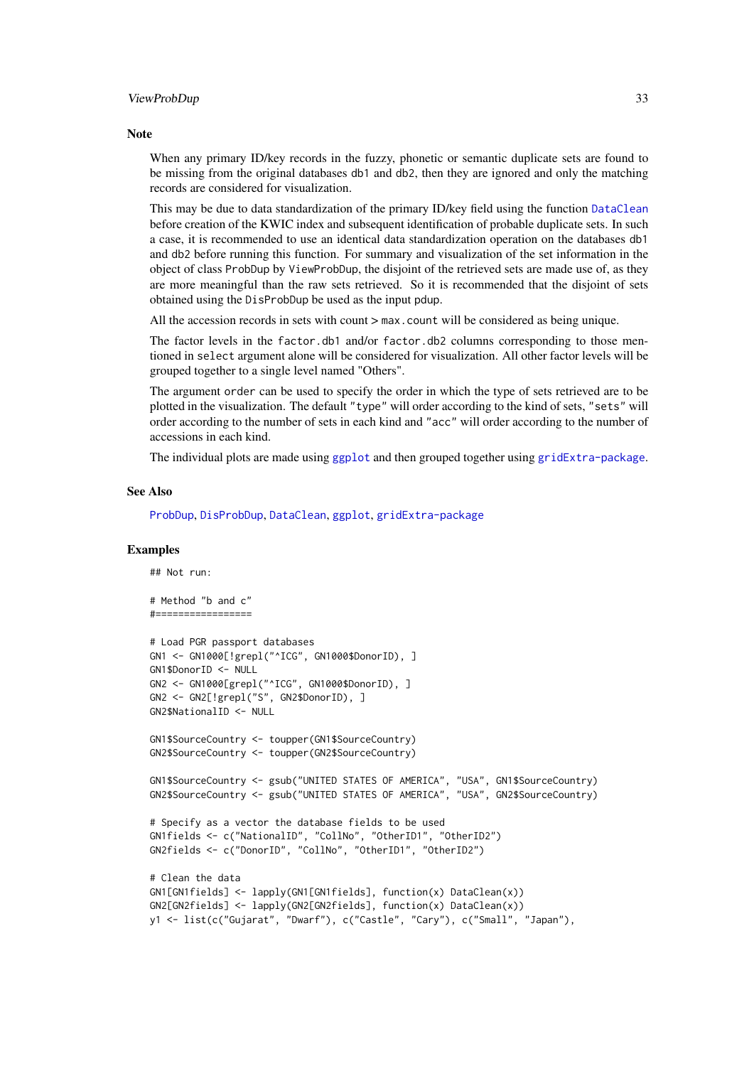## Note

When any primary ID/key records in the fuzzy, phonetic or semantic duplicate sets are found to be missing from the original databases db1 and db2, then they are ignored and only the matching records are considered for visualization.

This may be due to data standardization of the primary ID/key field using the function DataClean before creation of the KWIC index and subsequent identification of probable duplicate sets. In such a case, it is recommended to use an identical data standardization operation on the databases db1 and db2 before running this function. For summary and visualization of the set information in the object of class ProbDup by ViewProbDup, the disjoint of the retrieved sets are made use of, as they are more meaningful than the raw sets retrieved. So it is recommended that the disjoint of sets obtained using the DisProbDup be used as the input pdup.

All the accession records in sets with count > max.count will be considered as being unique.

The factor levels in the factor.db1 and/or factor.db2 columns corresponding to those mentioned in select argument alone will be considered for visualization. All other factor levels will be grouped together to a single level named "Others".

The argument order can be used to specify the order in which the type of sets retrieved are to be plotted in the visualization. The default "type" will order according to the kind of sets, "sets" will order according to the number of sets in each kind and "acc" will order according to the number of accessions in each kind.

The individual plots are made using ggplot and then grouped together using gridExtra-package.

## See Also

ProbDup, DisProbDup, DataClean, ggplot, gridExtra-package

## Examples

```
## Not run:

# Method "b and c"
#=================

# Load PGR passport databases
GN1 <- GN1000[!grepl("^ICG", GN1000$DonorID), ]
GN1$DonorID <- NULL
GN2 <- GN1000[grepl("^ICG", GN1000$DonorID), ]
GN2 <- GN2[!grepl("S", GN2$DonorID), ]
GN2$NationalID <- NULL

GN1$SourceCountry <- toupper(GN1$SourceCountry)
GN2$SourceCountry <- toupper(GN2$SourceCountry)

GN1$SourceCountry <- gsub("UNITED STATES OF AMERICA", "USA", GN1$SourceCountry)
GN2$SourceCountry <- gsub("UNITED STATES OF AMERICA", "USA", GN2$SourceCountry)

# Specify as a vector the database fields to be used
GN1fields <- c("NationalID", "CollNo", "OtherID1", "OtherID2")
GN2fields <- c("DonorID", "CollNo", "OtherID1", "OtherID2")

# Clean the data
GN1[GN1fields] <- lapply(GN1[GN1fields], function(x) DataClean(x))
GN2[GN2fields] <- lapply(GN2[GN2fields], function(x) DataClean(x))
y1 <- list(c("Gujarat", "Dwarf"), c("Castle", "Cary"), c("Small", "Japan"),
```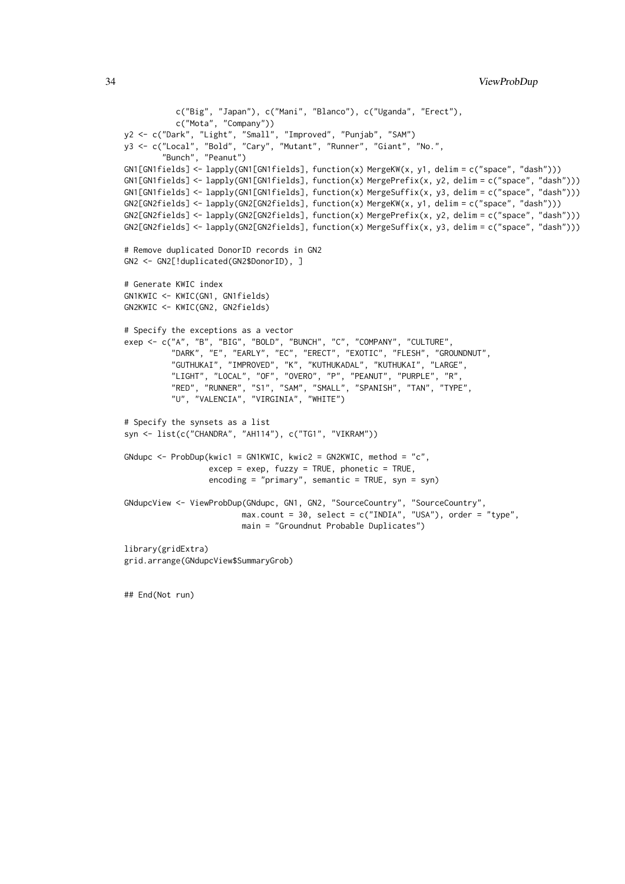```
            c("Big", "Japan"), c("Mani", "Blanco"), c("Uganda", "Erect"),
            c("Mota", "Company"))
y2 <- c("Dark", "Light", "Small", "Improved", "Punjab", "SAM")
y3 <- c("Local", "Bold", "Cary", "Mutant", "Runner", "Giant", "No.",
        "Bunch", "Peanut")
GN1[GN1fields] <- lapply(GN1[GN1fields], function(x) MergeKW(x, y1, delim = c("space", "dash")))
GN1[GN1fields] <- lapply(GN1[GN1fields], function(x) MergePrefix(x, y2, delim = c("space", "dash")))
GN1[GN1fields] <- lapply(GN1[GN1fields], function(x) MergeSuffix(x, y3, delim = c("space", "dash")))
GN2[GN2fields] <- lapply(GN2[GN2fields], function(x) MergeKW(x, y1, delim = c("space", "dash")))
GN2[GN2fields] <- lapply(GN2[GN2fields], function(x) MergePrefix(x, y2, delim = c("space", "dash")))
GN2[GN2fields] <- lapply(GN2[GN2fields], function(x) MergeSuffix(x, y3, delim = c("space", "dash")))

# Remove duplicated DonorID records in GN2
GN2 <- GN2[!duplicated(GN2$DonorID), ]

# Generate KWIC index
GN1KWIC <- KWIC(GN1, GN1fields)
GN2KWIC <- KWIC(GN2, GN2fields)

# Specify the exceptions as a vector
exep <- c("A", "B", "BIG", "BOLD", "BUNCH", "C", "COMPANY", "CULTURE",
          "DARK", "E", "EARLY", "EC", "ERECT", "EXOTIC", "FLESH", "GROUNDNUT",
          "GUTHUKAI", "IMPROVED", "K", "KUTHUKADAL", "KUTHUKAI", "LARGE",
          "LIGHT", "LOCAL", "OF", "OVERO", "P", "PEANUT", "PURPLE", "R",
          "RED", "RUNNER", "S1", "SAM", "SMALL", "SPANISH", "TAN", "TYPE",
          "U", "VALENCIA", "VIRGINIA", "WHITE")

# Specify the synsets as a list
syn <- list(c("CHANDRA", "AH114"), c("TG1", "VIKRAM"))

GNdupc <- ProbDup(kwic1 = GN1KWIC, kwic2 = GN2KWIC, method = "c",
                  excep = exep, fuzzy = TRUE, phonetic = TRUE,
                  encoding = "primary", semantic = TRUE, syn = syn)

GNdupcView <- ViewProbDup(GNdupc, GN1, GN2, "SourceCountry", "SourceCountry",
                          max.count = 30, select = c("INDIA", "USA"), order = "type",
                          main = "Groundnut Probable Duplicates")

library(gridExtra)
grid.arrange(GNdupcView$SummaryGrob)


## End(Not run)
```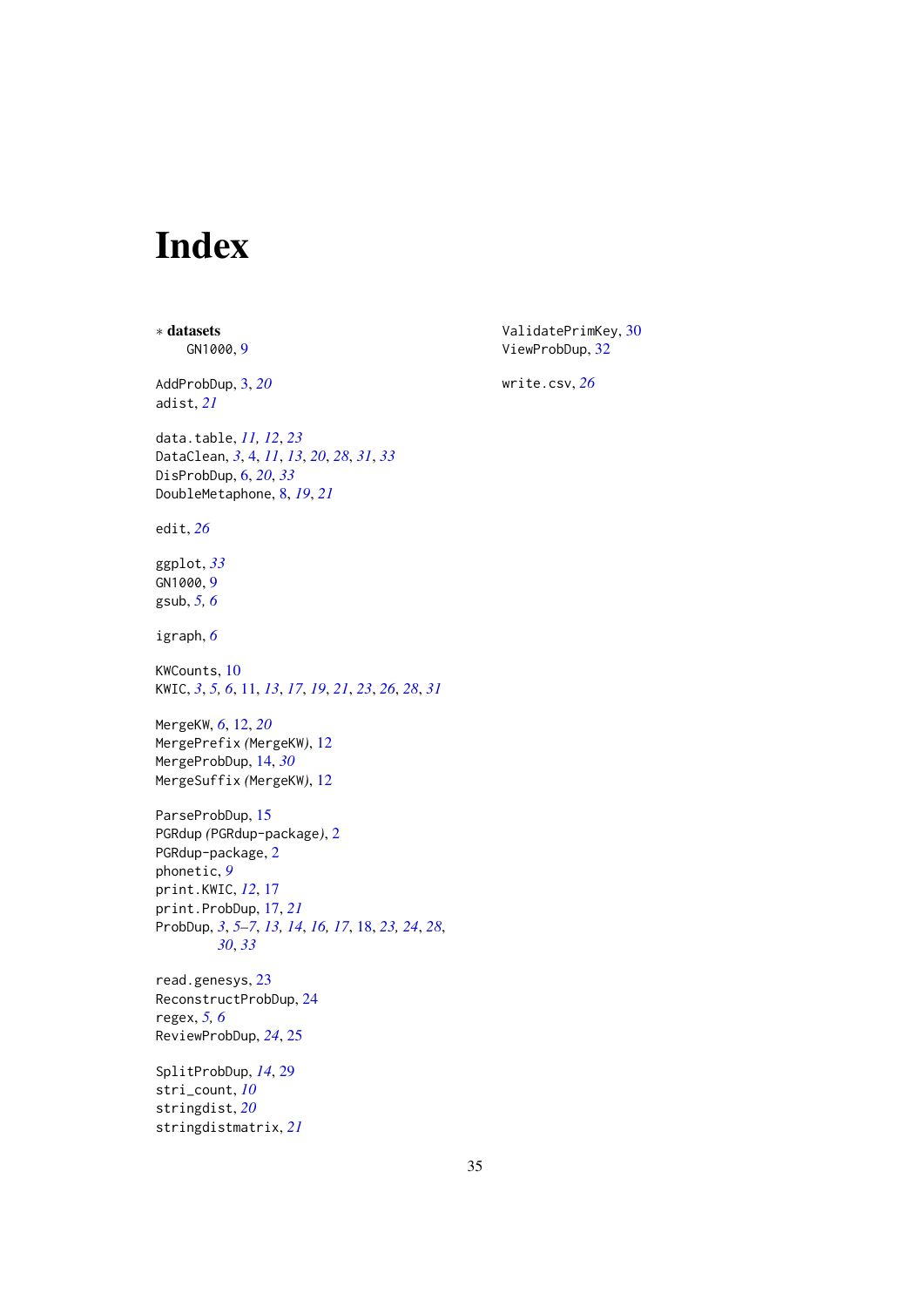# Index

∗ **datasets**
    GN1000, 9

AddProbDup, 3, *20*
adist, *21*

data.table, *11, 12*, *23*
DataClean, *3*, 4, *11*, *13*, *20*, *28*, *31*, *33*
DisProbDup, 6, *20*, *33*
DoubleMetaphone, 8, *19*, *21*

edit, *26*

ggplot, *33*
GN1000, 9
gsub, *5, 6*

igraph, *6*

KWCounts, 10
KWIC, *3*, *5, 6*, 11, *13*, *17*, *19*, *21*, *23*, *26*, *28*, *31*

MergeKW, *6*, 12, *20*
MergePrefix *(*MergeKW*)*, 12
MergeProbDup, 14, *30*
MergeSuffix *(*MergeKW*)*, 12

ParseProbDup, 15
PGRdup *(*PGRdup-package*)*, 2
PGRdup-package, 2
phonetic, *9*
print.KWIC, *12*, 17
print.ProbDup, 17, *21*
ProbDup, *3*, *5–7*, *13*, *14*, *16, 17*, 18, *23, 24*, *28*, *30*, *33*

read.genesys, 23
ReconstructProbDup, 24
regex, *5, 6*
ReviewProbDup, *24*, 25

SplitProbDup, *14*, 29
stri_count, *10*
stringdist, *20*
stringdistmatrix, *21*

ValidatePrimKey, 30
ViewProbDup, 32

write.csv, *26*